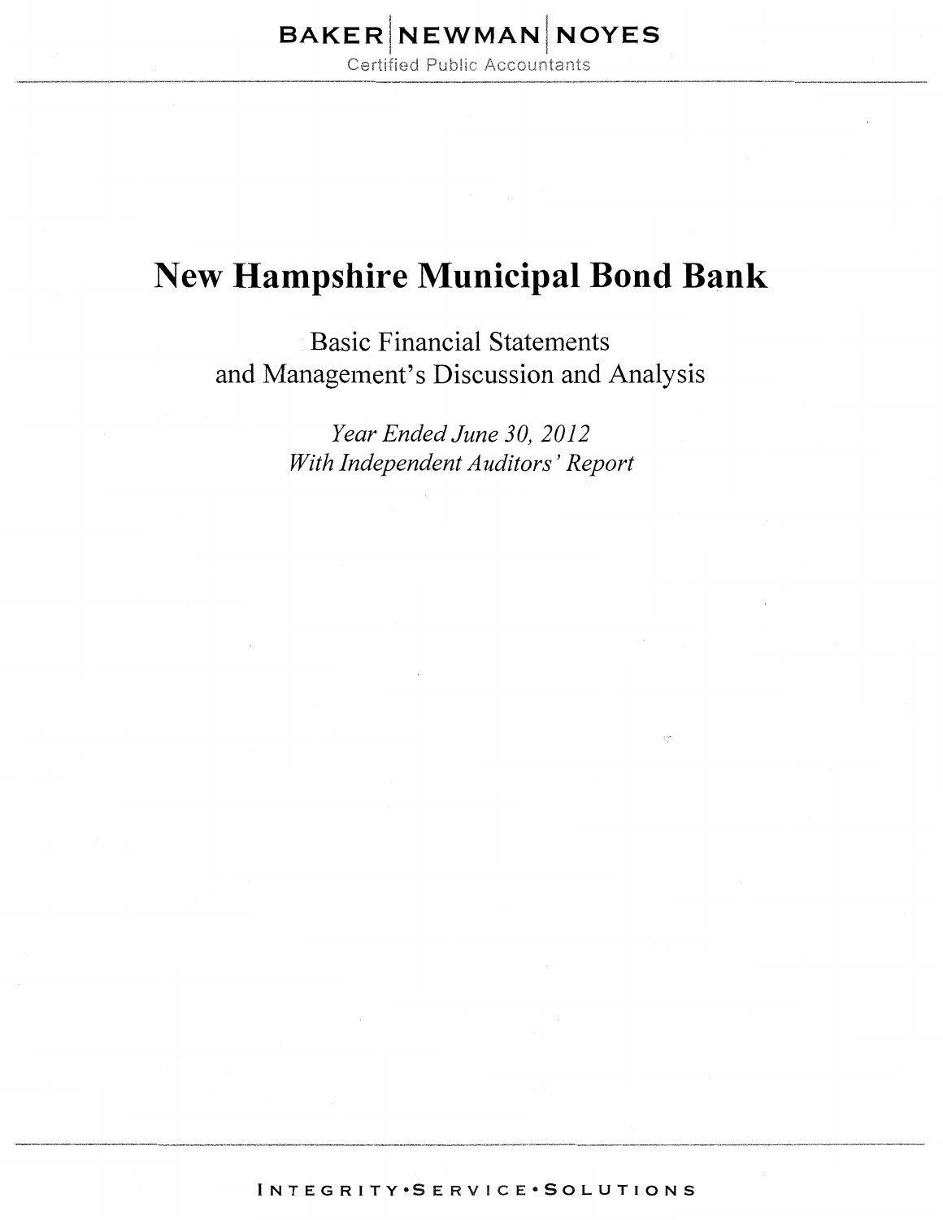BAKER | NEWMAN | NOYES

Certified Public Accountants

# New Hampshire Municipal Bond Bank

Basic Financial Statements
and Management's Discussion and Analysis

*Year Ended June 30, 2012*
*With Independent Auditors' Report*

INTEGRITY•SERVICE•SOLUTIONS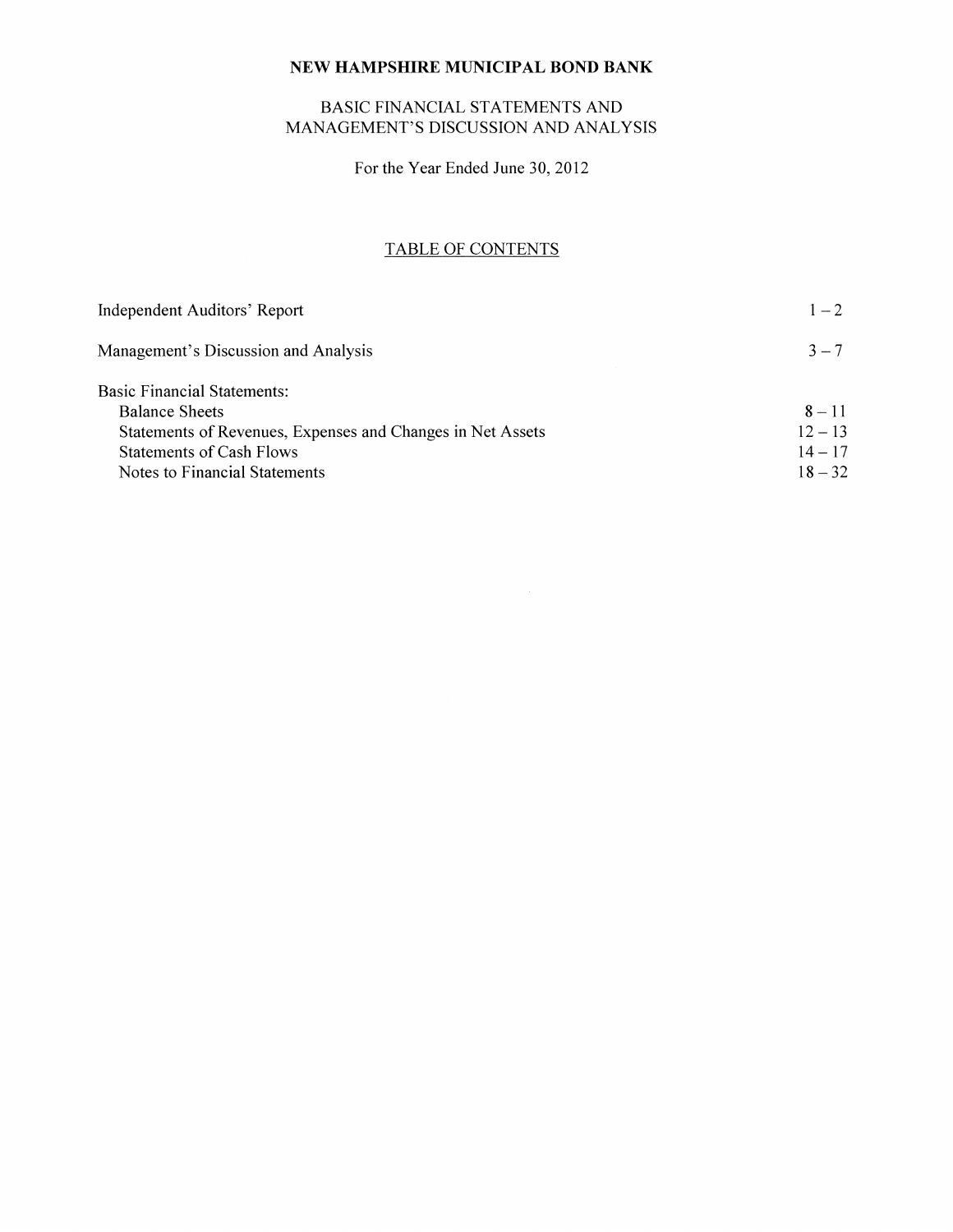# NEW HAMPSHIRE MUNICIPAL BOND BANK

## BASIC FINANCIAL STATEMENTS AND MANAGEMENT'S DISCUSSION AND ANALYSIS

For the Year Ended June 30, 2012

### TABLE OF CONTENTS

| | |
|---|---|
| Independent Auditors' Report | 1 – 2 |
| Management's Discussion and Analysis | 3 – 7 |
| Basic Financial Statements: | |
| Balance Sheets | 8 – 11 |
| Statements of Revenues, Expenses and Changes in Net Assets | 12 – 13 |
| Statements of Cash Flows | 14 – 17 |
| Notes to Financial Statements | 18 – 32 |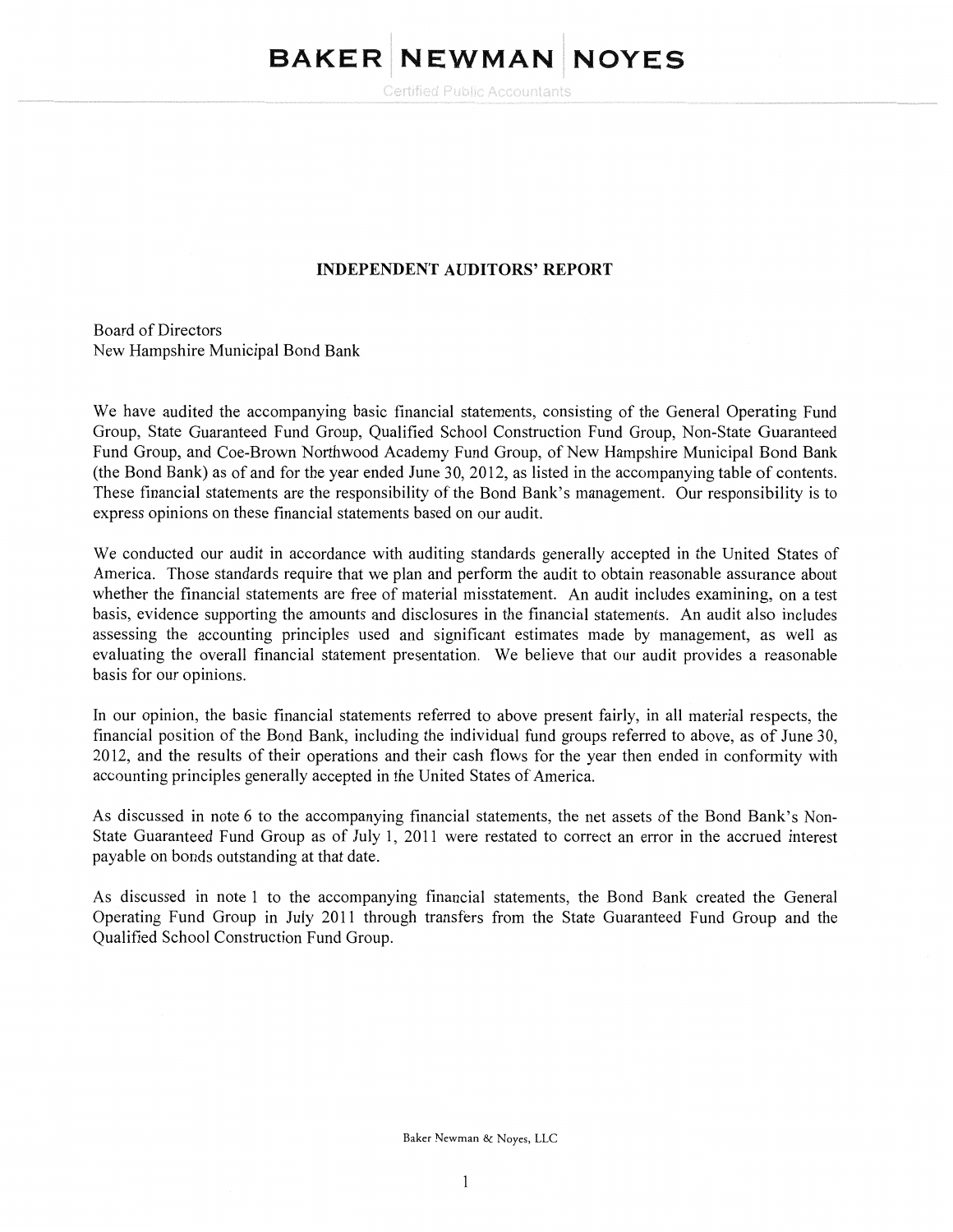# BAKER NEWMAN NOYES

Certified Public Accountants

## INDEPENDENT AUDITORS' REPORT

Board of Directors
New Hampshire Municipal Bond Bank

We have audited the accompanying basic financial statements, consisting of the General Operating Fund Group, State Guaranteed Fund Group, Qualified School Construction Fund Group, Non-State Guaranteed Fund Group, and Coe-Brown Northwood Academy Fund Group, of New Hampshire Municipal Bond Bank (the Bond Bank) as of and for the year ended June 30, 2012, as listed in the accompanying table of contents. These financial statements are the responsibility of the Bond Bank's management. Our responsibility is to express opinions on these financial statements based on our audit.

We conducted our audit in accordance with auditing standards generally accepted in the United States of America. Those standards require that we plan and perform the audit to obtain reasonable assurance about whether the financial statements are free of material misstatement. An audit includes examining, on a test basis, evidence supporting the amounts and disclosures in the financial statements. An audit also includes assessing the accounting principles used and significant estimates made by management, as well as evaluating the overall financial statement presentation. We believe that our audit provides a reasonable basis for our opinions.

In our opinion, the basic financial statements referred to above present fairly, in all material respects, the financial position of the Bond Bank, including the individual fund groups referred to above, as of June 30, 2012, and the results of their operations and their cash flows for the year then ended in conformity with accounting principles generally accepted in the United States of America.

As discussed in note 6 to the accompanying financial statements, the net assets of the Bond Bank's Non-State Guaranteed Fund Group as of July 1, 2011 were restated to correct an error in the accrued interest payable on bonds outstanding at that date.

As discussed in note 1 to the accompanying financial statements, the Bond Bank created the General Operating Fund Group in July 2011 through transfers from the State Guaranteed Fund Group and the Qualified School Construction Fund Group.

Baker Newman & Noyes, LLC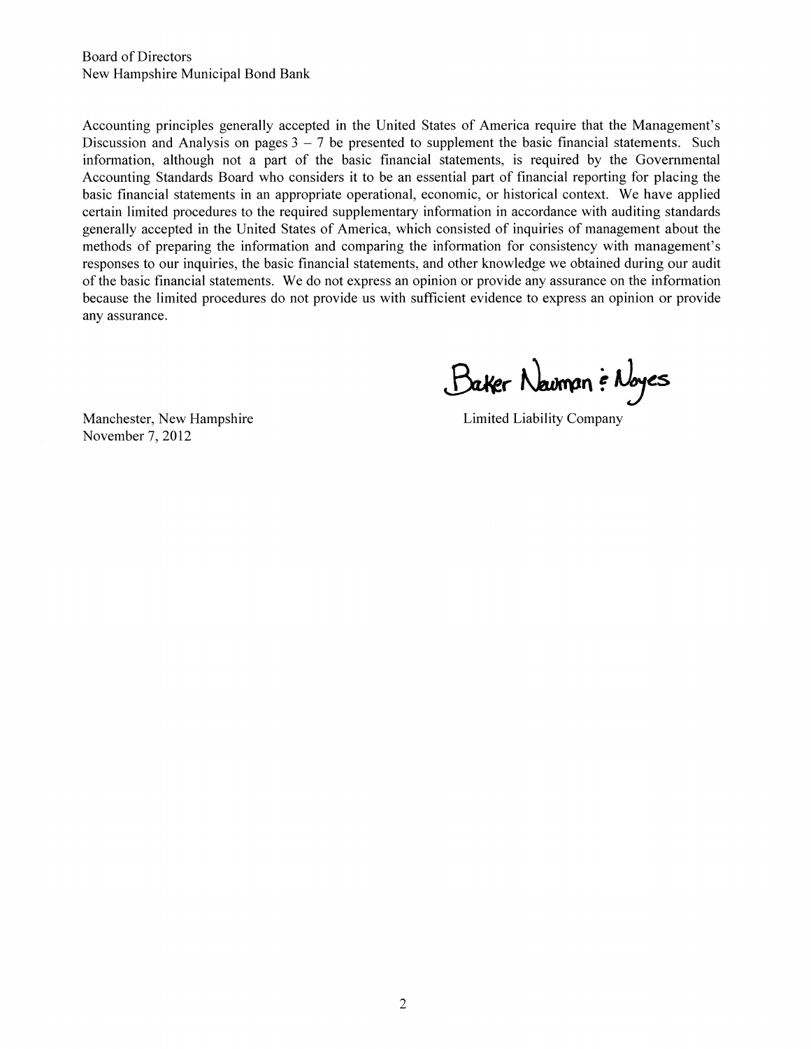Board of Directors
New Hampshire Municipal Bond Bank

Accounting principles generally accepted in the United States of America require that the Management's Discussion and Analysis on pages 3 – 7 be presented to supplement the basic financial statements. Such information, although not a part of the basic financial statements, is required by the Governmental Accounting Standards Board who considers it to be an essential part of financial reporting for placing the basic financial statements in an appropriate operational, economic, or historical context. We have applied certain limited procedures to the required supplementary information in accordance with auditing standards generally accepted in the United States of America, which consisted of inquiries of management about the methods of preparing the information and comparing the information for consistency with management's responses to our inquiries, the basic financial statements, and other knowledge we obtained during our audit of the basic financial statements. We do not express an opinion or provide any assurance on the information because the limited procedures do not provide us with sufficient evidence to express an opinion or provide any assurance.

Baker Newman & Noyes
Limited Liability Company

Manchester, New Hampshire
November 7, 2012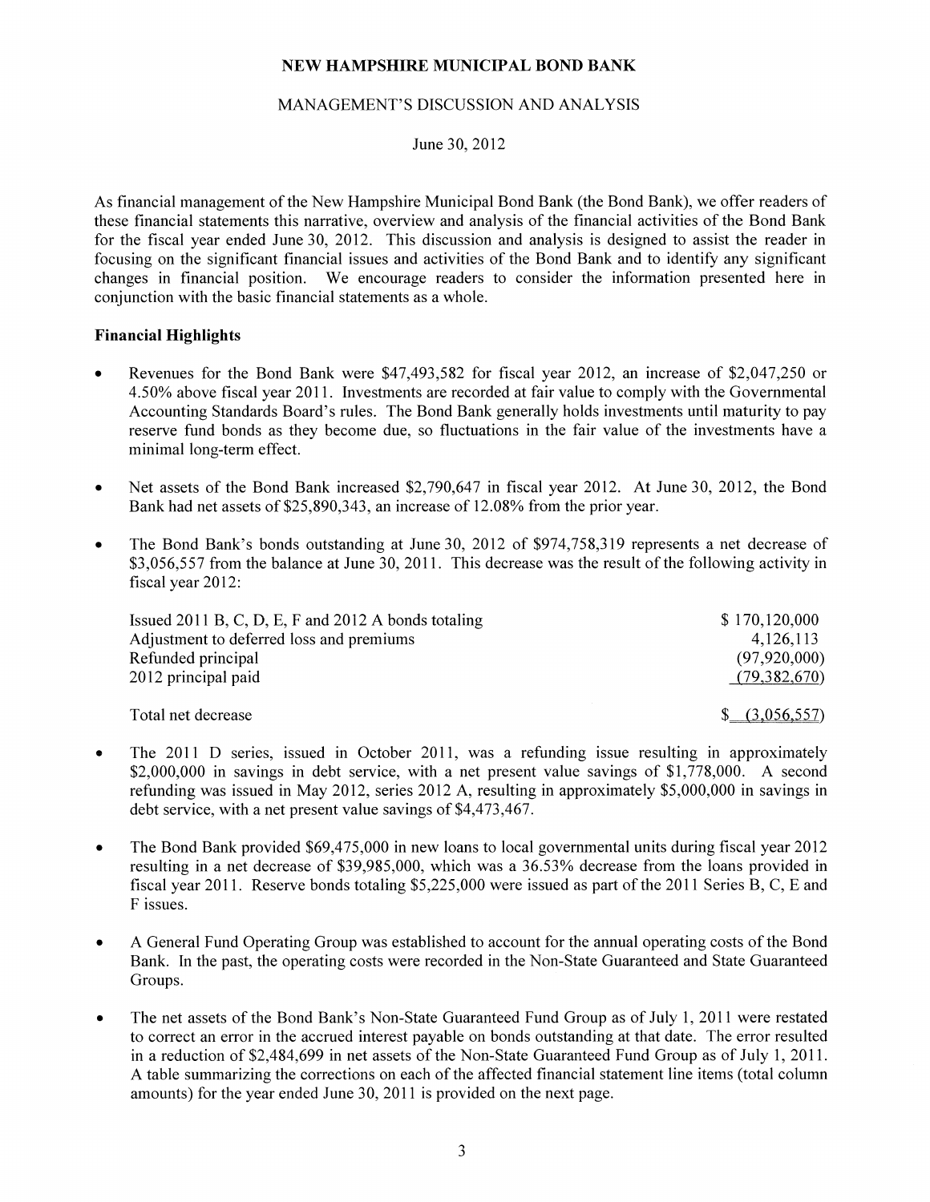**NEW HAMPSHIRE MUNICIPAL BOND BANK**

MANAGEMENT'S DISCUSSION AND ANALYSIS

June 30, 2012

As financial management of the New Hampshire Municipal Bond Bank (the Bond Bank), we offer readers of these financial statements this narrative, overview and analysis of the financial activities of the Bond Bank for the fiscal year ended June 30, 2012. This discussion and analysis is designed to assist the reader in focusing on the significant financial issues and activities of the Bond Bank and to identify any significant changes in financial position. We encourage readers to consider the information presented here in conjunction with the basic financial statements as a whole.

**Financial Highlights**

- Revenues for the Bond Bank were $47,493,582 for fiscal year 2012, an increase of $2,047,250 or 4.50% above fiscal year 2011. Investments are recorded at fair value to comply with the Governmental Accounting Standards Board's rules. The Bond Bank generally holds investments until maturity to pay reserve fund bonds as they become due, so fluctuations in the fair value of the investments have a minimal long-term effect.

- Net assets of the Bond Bank increased $2,790,647 in fiscal year 2012. At June 30, 2012, the Bond Bank had net assets of $25,890,343, an increase of 12.08% from the prior year.

- The Bond Bank's bonds outstanding at June 30, 2012 of $974,758,319 represents a net decrease of $3,056,557 from the balance at June 30, 2011. This decrease was the result of the following activity in fiscal year 2012:

| | |
|---|---:|
| Issued 2011 B, C, D, E, F and 2012 A bonds totaling | $ 170,120,000 |
| Adjustment to deferred loss and premiums | 4,126,113 |
| Refunded principal | (97,920,000) |
| 2012 principal paid | (79,382,670) |
| Total net decrease | $ (3,056,557) |

- The 2011 D series, issued in October 2011, was a refunding issue resulting in approximately $2,000,000 in savings in debt service, with a net present value savings of $1,778,000. A second refunding was issued in May 2012, series 2012 A, resulting in approximately $5,000,000 in savings in debt service, with a net present value savings of $4,473,467.

- The Bond Bank provided $69,475,000 in new loans to local governmental units during fiscal year 2012 resulting in a net decrease of $39,985,000, which was a 36.53% decrease from the loans provided in fiscal year 2011. Reserve bonds totaling $5,225,000 were issued as part of the 2011 Series B, C, E and F issues.

- A General Fund Operating Group was established to account for the annual operating costs of the Bond Bank. In the past, the operating costs were recorded in the Non-State Guaranteed and State Guaranteed Groups.

- The net assets of the Bond Bank's Non-State Guaranteed Fund Group as of July 1, 2011 were restated to correct an error in the accrued interest payable on bonds outstanding at that date. The error resulted in a reduction of $2,484,699 in net assets of the Non-State Guaranteed Fund Group as of July 1, 2011. A table summarizing the corrections on each of the affected financial statement line items (total column amounts) for the year ended June 30, 2011 is provided on the next page.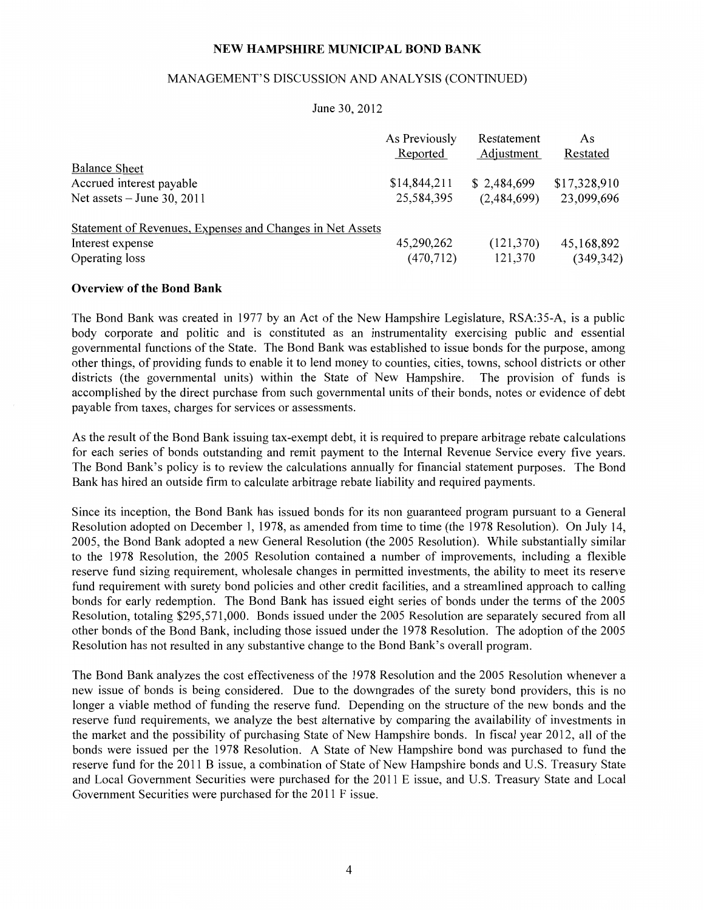| | As Previously Reported | Restatement Adjustment | As Restated |
|---|---|---|---|
| Balance Sheet | | | |
| Accrued interest payable | $14,844,211 | $ 2,484,699 | $17,328,910 |
| Net assets – June 30, 2011 | 25,584,395 | (2,484,699) | 23,099,696 |
| Statement of Revenues, Expenses and Changes in Net Assets | | | |
| Interest expense | 45,290,262 | (121,370) | 45,168,892 |
| Operating loss | (470,712) | 121,370 | (349,342) |

**Overview of the Bond Bank**

The Bond Bank was created in 1977 by an Act of the New Hampshire Legislature, RSA:35-A, is a public body corporate and politic and is constituted as an instrumentality exercising public and essential governmental functions of the State. The Bond Bank was established to issue bonds for the purpose, among other things, of providing funds to enable it to lend money to counties, cities, towns, school districts or other districts (the governmental units) within the State of New Hampshire. The provision of funds is accomplished by the direct purchase from such governmental units of their bonds, notes or evidence of debt payable from taxes, charges for services or assessments.

As the result of the Bond Bank issuing tax-exempt debt, it is required to prepare arbitrage rebate calculations for each series of bonds outstanding and remit payment to the Internal Revenue Service every five years. The Bond Bank's policy is to review the calculations annually for financial statement purposes. The Bond Bank has hired an outside firm to calculate arbitrage rebate liability and required payments.

Since its inception, the Bond Bank has issued bonds for its non guaranteed program pursuant to a General Resolution adopted on December 1, 1978, as amended from time to time (the 1978 Resolution). On July 14, 2005, the Bond Bank adopted a new General Resolution (the 2005 Resolution). While substantially similar to the 1978 Resolution, the 2005 Resolution contained a number of improvements, including a flexible reserve fund sizing requirement, wholesale changes in permitted investments, the ability to meet its reserve fund requirement with surety bond policies and other credit facilities, and a streamlined approach to calling bonds for early redemption. The Bond Bank has issued eight series of bonds under the terms of the 2005 Resolution, totaling $295,571,000. Bonds issued under the 2005 Resolution are separately secured from all other bonds of the Bond Bank, including those issued under the 1978 Resolution. The adoption of the 2005 Resolution has not resulted in any substantive change to the Bond Bank's overall program.

The Bond Bank analyzes the cost effectiveness of the 1978 Resolution and the 2005 Resolution whenever a new issue of bonds is being considered. Due to the downgrades of the surety bond providers, this is no longer a viable method of funding the reserve fund. Depending on the structure of the new bonds and the reserve fund requirements, we analyze the best alternative by comparing the availability of investments in the market and the possibility of purchasing State of New Hampshire bonds. In fiscal year 2012, all of the bonds were issued per the 1978 Resolution. A State of New Hampshire bond was purchased to fund the reserve fund for the 2011 B issue, a combination of State of New Hampshire bonds and U.S. Treasury State and Local Government Securities were purchased for the 2011 E issue, and U.S. Treasury State and Local Government Securities were purchased for the 2011 F issue.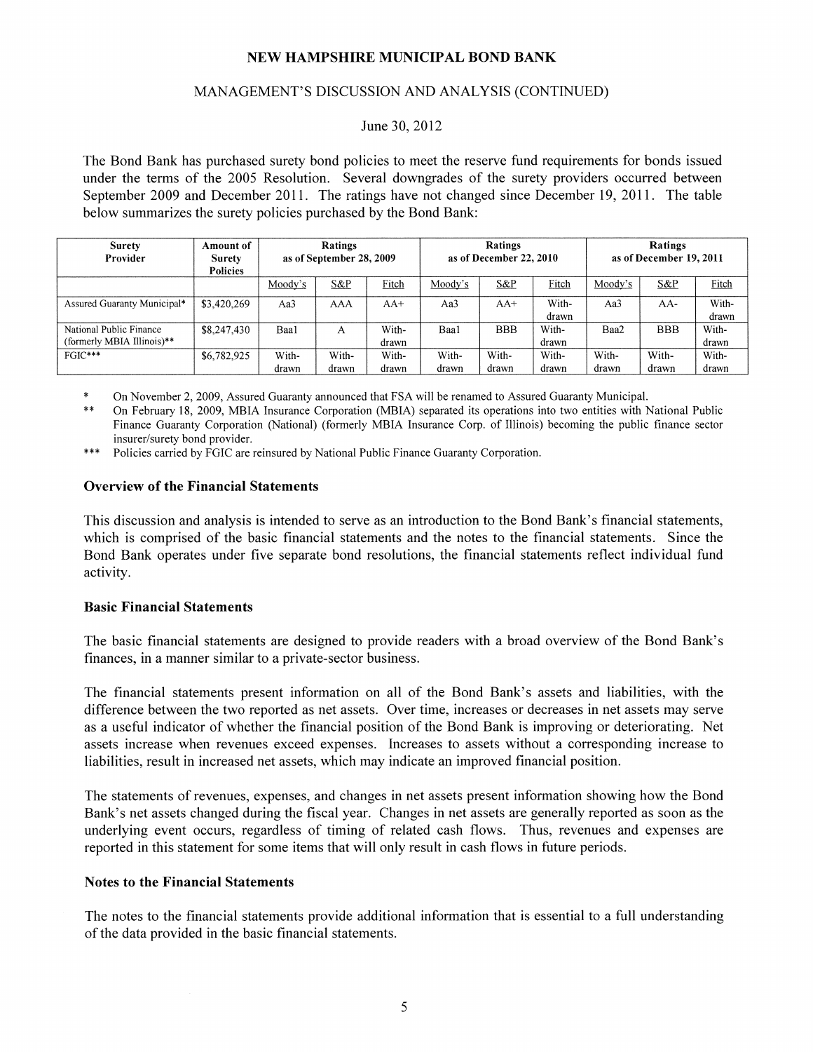## NEW HAMPSHIRE MUNICIPAL BOND BANK

### MANAGEMENT'S DISCUSSION AND ANALYSIS (CONTINUED)

June 30, 2012

The Bond Bank has purchased surety bond policies to meet the reserve fund requirements for bonds issued under the terms of the 2005 Resolution. Several downgrades of the surety providers occurred between September 2009 and December 2011. The ratings have not changed since December 19, 2011. The table below summarizes the surety policies purchased by the Bond Bank:

| Surety Provider | Amount of Surety Policies | Ratings as of September 28, 2009 | | | Ratings as of December 22, 2010 | | | Ratings as of December 19, 2011 | | |
|---|---|---|---|---|---|---|---|---|---|---|
| | | Moody's | S&P | Fitch | Moody's | S&P | Fitch | Moody's | S&P | Fitch |
| Assured Guaranty Municipal* | $3,420,269 | Aa3 | AAA | AA+ | Aa3 | AA+ | With-drawn | Aa3 | AA- | With-drawn |
| National Public Finance (formerly MBIA Illinois)** | $8,247,430 | Baa1 | A | With-drawn | Baa1 | BBB | With-drawn | Baa2 | BBB | With-drawn |
| FGIC*** | $6,782,925 | With-drawn | With-drawn | With-drawn | With-drawn | With-drawn | With-drawn | With-drawn | With-drawn | With-drawn |

\* On November 2, 2009, Assured Guaranty announced that FSA will be renamed to Assured Guaranty Municipal.

\** On February 18, 2009, MBIA Insurance Corporation (MBIA) separated its operations into two entities with National Public Finance Guaranty Corporation (National) (formerly MBIA Insurance Corp. of Illinois) becoming the public finance sector insurer/surety bond provider.

\*** Policies carried by FGIC are reinsured by National Public Finance Guaranty Corporation.

### Overview of the Financial Statements

This discussion and analysis is intended to serve as an introduction to the Bond Bank's financial statements, which is comprised of the basic financial statements and the notes to the financial statements. Since the Bond Bank operates under five separate bond resolutions, the financial statements reflect individual fund activity.

### Basic Financial Statements

The basic financial statements are designed to provide readers with a broad overview of the Bond Bank's finances, in a manner similar to a private-sector business.

The financial statements present information on all of the Bond Bank's assets and liabilities, with the difference between the two reported as net assets. Over time, increases or decreases in net assets may serve as a useful indicator of whether the financial position of the Bond Bank is improving or deteriorating. Net assets increase when revenues exceed expenses. Increases to assets without a corresponding increase to liabilities, result in increased net assets, which may indicate an improved financial position.

The statements of revenues, expenses, and changes in net assets present information showing how the Bond Bank's net assets changed during the fiscal year. Changes in net assets are generally reported as soon as the underlying event occurs, regardless of timing of related cash flows. Thus, revenues and expenses are reported in this statement for some items that will only result in cash flows in future periods.

### Notes to the Financial Statements

The notes to the financial statements provide additional information that is essential to a full understanding of the data provided in the basic financial statements.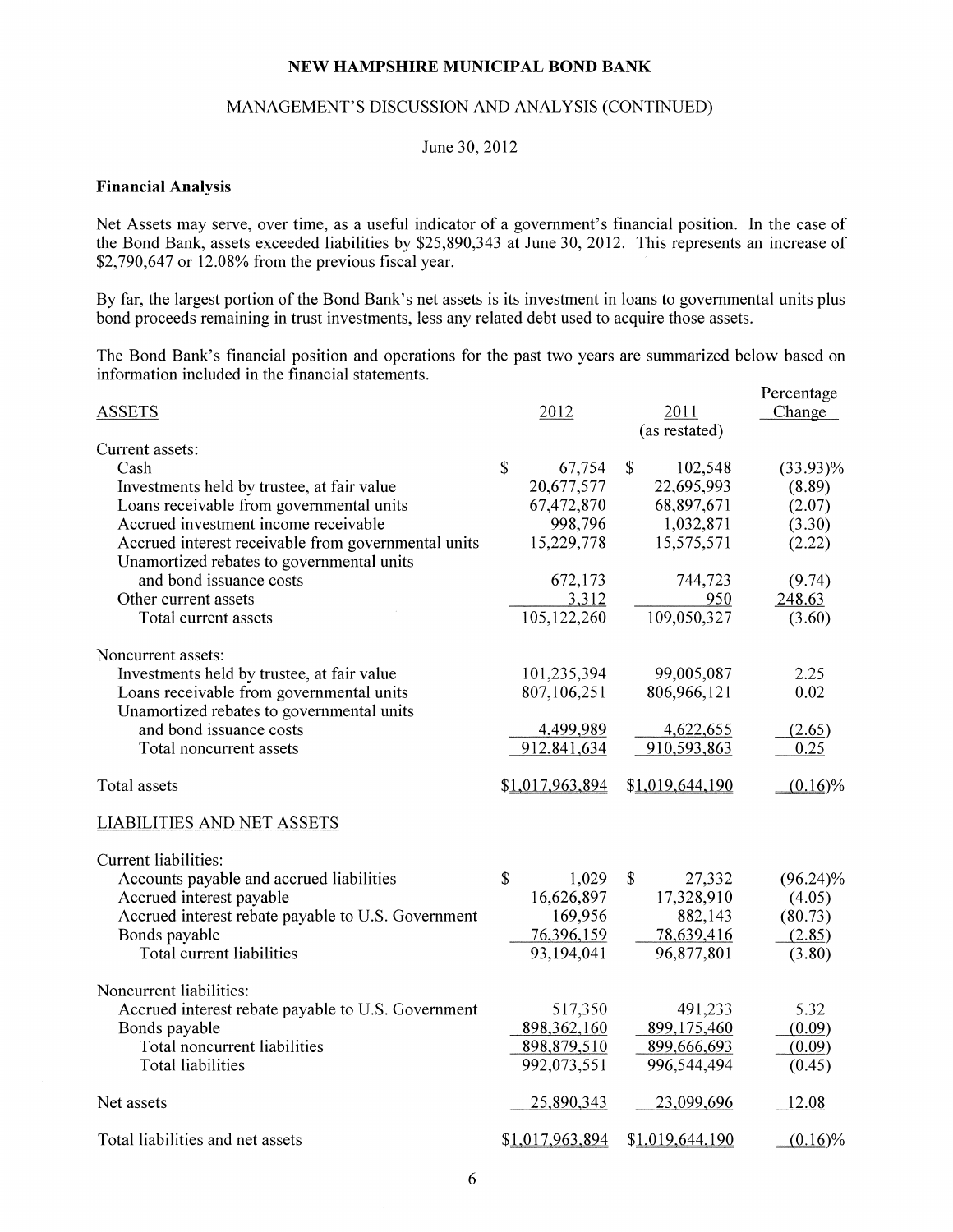# NEW HAMPSHIRE MUNICIPAL BOND BANK

## MANAGEMENT'S DISCUSSION AND ANALYSIS (CONTINUED)

June 30, 2012

### Financial Analysis

Net Assets may serve, over time, as a useful indicator of a government's financial position. In the case of the Bond Bank, assets exceeded liabilities by $25,890,343 at June 30, 2012. This represents an increase of $2,790,647 or 12.08% from the previous fiscal year.

By far, the largest portion of the Bond Bank's net assets is its investment in loans to governmental units plus bond proceeds remaining in trust investments, less any related debt used to acquire those assets.

The Bond Bank's financial position and operations for the past two years are summarized below based on information included in the financial statements.

| ASSETS | 2012 | 2011 (as restated) | Percentage Change |
|---|---|---|---|
| Current assets: | | | |
| Cash | $ 67,754 | $ 102,548 | (33.93)% |
| Investments held by trustee, at fair value | 20,677,577 | 22,695,993 | (8.89) |
| Loans receivable from governmental units | 67,472,870 | 68,897,671 | (2.07) |
| Accrued investment income receivable | 998,796 | 1,032,871 | (3.30) |
| Accrued interest receivable from governmental units | 15,229,778 | 15,575,571 | (2.22) |
| Unamortized rebates to governmental units and bond issuance costs | 672,173 | 744,723 | (9.74) |
| Other current assets | 3,312 | 950 | 248.63 |
| Total current assets | 105,122,260 | 109,050,327 | (3.60) |
| Noncurrent assets: | | | |
| Investments held by trustee, at fair value | 101,235,394 | 99,005,087 | 2.25 |
| Loans receivable from governmental units | 807,106,251 | 806,966,121 | 0.02 |
| Unamortized rebates to governmental units and bond issuance costs | 4,499,989 | 4,622,655 | (2.65) |
| Total noncurrent assets | 912,841,634 | 910,593,863 | 0.25 |
| Total assets | $1,017,963,894 | $1,019,644,190 | (0.16)% |
| LIABILITIES AND NET ASSETS | | | |
| Current liabilities: | | | |
| Accounts payable and accrued liabilities | $ 1,029 | $ 27,332 | (96.24)% |
| Accrued interest payable | 16,626,897 | 17,328,910 | (4.05) |
| Accrued interest rebate payable to U.S. Government | 169,956 | 882,143 | (80.73) |
| Bonds payable | 76,396,159 | 78,639,416 | (2.85) |
| Total current liabilities | 93,194,041 | 96,877,801 | (3.80) |
| Noncurrent liabilities: | | | |
| Accrued interest rebate payable to U.S. Government | 517,350 | 491,233 | 5.32 |
| Bonds payable | 898,362,160 | 899,175,460 | (0.09) |
| Total noncurrent liabilities | 898,879,510 | 899,666,693 | (0.09) |
| Total liabilities | 992,073,551 | 996,544,494 | (0.45) |
| Net assets | 25,890,343 | 23,099,696 | 12.08 |
| Total liabilities and net assets | $1,017,963,894 | $1,019,644,190 | (0.16)% |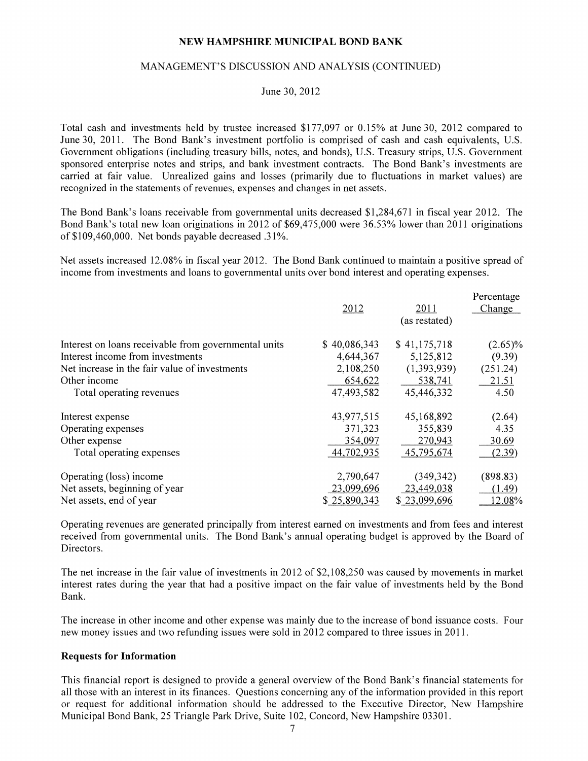Total cash and investments held by trustee increased $177,097 or 0.15% at June 30, 2012 compared to June 30, 2011. The Bond Bank's investment portfolio is comprised of cash and cash equivalents, U.S. Government obligations (including treasury bills, notes, and bonds), U.S. Treasury strips, U.S. Government sponsored enterprise notes and strips, and bank investment contracts. The Bond Bank's investments are carried at fair value. Unrealized gains and losses (primarily due to fluctuations in market values) are recognized in the statements of revenues, expenses and changes in net assets.

The Bond Bank's loans receivable from governmental units decreased $1,284,671 in fiscal year 2012. The Bond Bank's total new loan originations in 2012 of $69,475,000 were 36.53% lower than 2011 originations of $109,460,000. Net bonds payable decreased .31%.

Net assets increased 12.08% in fiscal year 2012. The Bond Bank continued to maintain a positive spread of income from investments and loans to governmental units over bond interest and operating expenses.

| | 2012 | 2011 (as restated) | Percentage Change |
|---|---|---|---|
| Interest on loans receivable from governmental units | $ 40,086,343 | $ 41,175,718 | (2.65)% |
| Interest income from investments | 4,644,367 | 5,125,812 | (9.39) |
| Net increase in the fair value of investments | 2,108,250 | (1,393,939) | (251.24) |
| Other income | 654,622 | 538,741 | 21.51 |
| Total operating revenues | 47,493,582 | 45,446,332 | 4.50 |
| Interest expense | 43,977,515 | 45,168,892 | (2.64) |
| Operating expenses | 371,323 | 355,839 | 4.35 |
| Other expense | 354,097 | 270,943 | 30.69 |
| Total operating expenses | 44,702,935 | 45,795,674 | (2.39) |
| Operating (loss) income | 2,790,647 | (349,342) | (898.83) |
| Net assets, beginning of year | 23,099,696 | 23,449,038 | (1.49) |
| Net assets, end of year | $ 25,890,343 | $ 23,099,696 | 12.08% |

Operating revenues are generated principally from interest earned on investments and from fees and interest received from governmental units. The Bond Bank's annual operating budget is approved by the Board of Directors.

The net increase in the fair value of investments in 2012 of $2,108,250 was caused by movements in market interest rates during the year that had a positive impact on the fair value of investments held by the Bond Bank.

The increase in other income and other expense was mainly due to the increase of bond issuance costs. Four new money issues and two refunding issues were sold in 2012 compared to three issues in 2011.

**Requests for Information**

This financial report is designed to provide a general overview of the Bond Bank's financial statements for all those with an interest in its finances. Questions concerning any of the information provided in this report or request for additional information should be addressed to the Executive Director, New Hampshire Municipal Bond Bank, 25 Triangle Park Drive, Suite 102, Concord, New Hampshire 03301.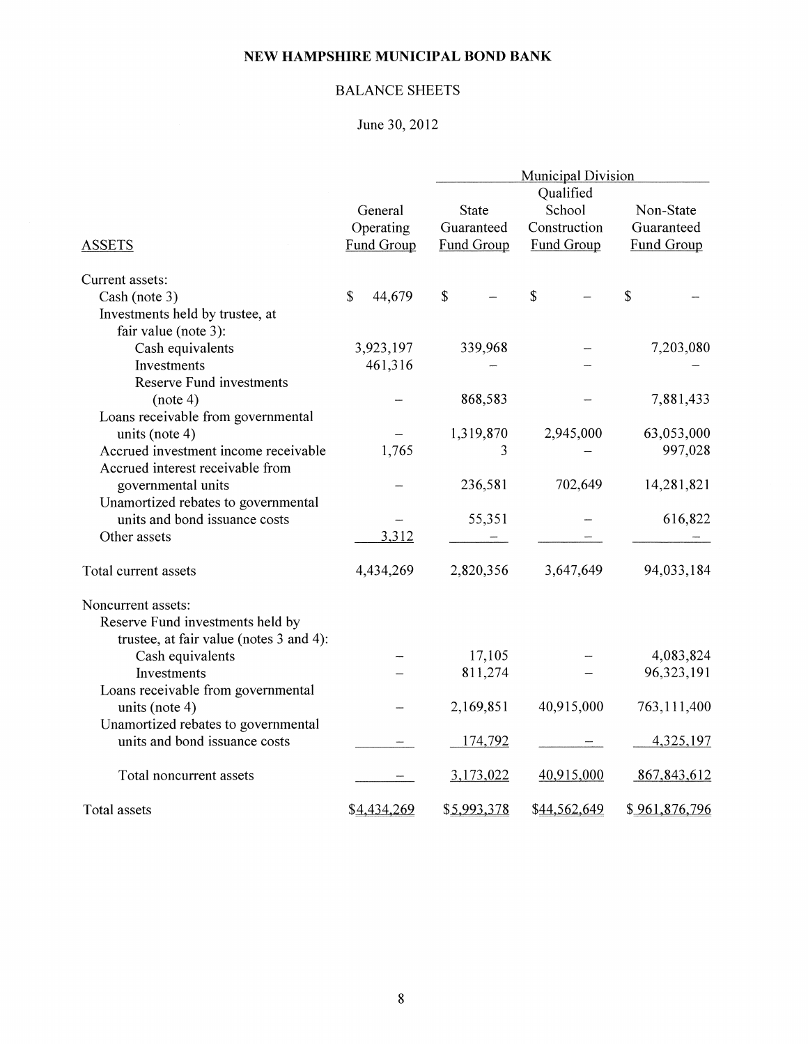# NEW HAMPSHIRE MUNICIPAL BOND BANK

## BALANCE SHEETS

June 30, 2012

| | | Municipal Division | | |
|---|---|---|---|---|
| ASSETS | General Operating Fund Group | State Guaranteed Fund Group | Qualified School Construction Fund Group | Non-State Guaranteed Fund Group |
| Current assets: | | | | |
| Cash (note 3) | $ 44,679 | $ – | $ – | $ – |
| Investments held by trustee, at fair value (note 3): | | | | |
| Cash equivalents | 3,923,197 | 339,968 | – | 7,203,080 |
| Investments | 461,316 | – | – | – |
| Reserve Fund investments (note 4) | – | 868,583 | – | 7,881,433 |
| Loans receivable from governmental units (note 4) | – | 1,319,870 | 2,945,000 | 63,053,000 |
| Accrued investment income receivable | 1,765 | 3 | – | 997,028 |
| Accrued interest receivable from governmental units | – | 236,581 | 702,649 | 14,281,821 |
| Unamortized rebates to governmental units and bond issuance costs | – | 55,351 | – | 616,822 |
| Other assets | 3,312 | – | – | – |
| Total current assets | 4,434,269 | 2,820,356 | 3,647,649 | 94,033,184 |
| Noncurrent assets: | | | | |
| Reserve Fund investments held by trustee, at fair value (notes 3 and 4): | | | | |
| Cash equivalents | – | 17,105 | – | 4,083,824 |
| Investments | – | 811,274 | – | 96,323,191 |
| Loans receivable from governmental units (note 4) | – | 2,169,851 | 40,915,000 | 763,111,400 |
| Unamortized rebates to governmental units and bond issuance costs | – | 174,792 | – | 4,325,197 |
| Total noncurrent assets | – | 3,173,022 | 40,915,000 | 867,843,612 |
| Total assets | $4,434,269 | $5,993,378 | $44,562,649 | $ 961,876,796 |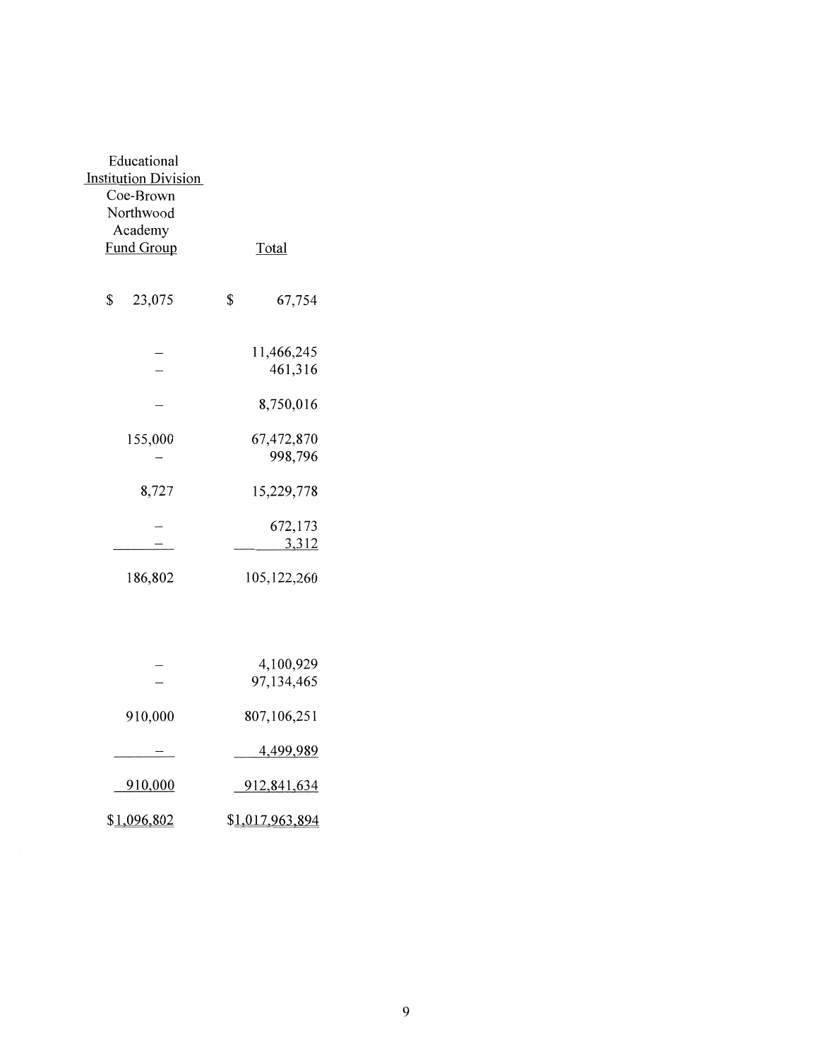| Educational Institution Division Coe-Brown Northwood Academy Fund Group | Total |
|---|---|
| $ 23,075 | $ 67,754 |
| – | 11,466,245 |
| – | 461,316 |
| – | 8,750,016 |
| 155,000 | 67,472,870 |
| – | 998,796 |
| 8,727 | 15,229,778 |
| – | 672,173 |
| – | 3,312 |
| 186,802 | 105,122,260 |
| – | 4,100,929 |
| – | 97,134,465 |
| 910,000 | 807,106,251 |
| – | 4,499,989 |
| 910,000 | 912,841,634 |
| $1,096,802 | $1,017,963,894 |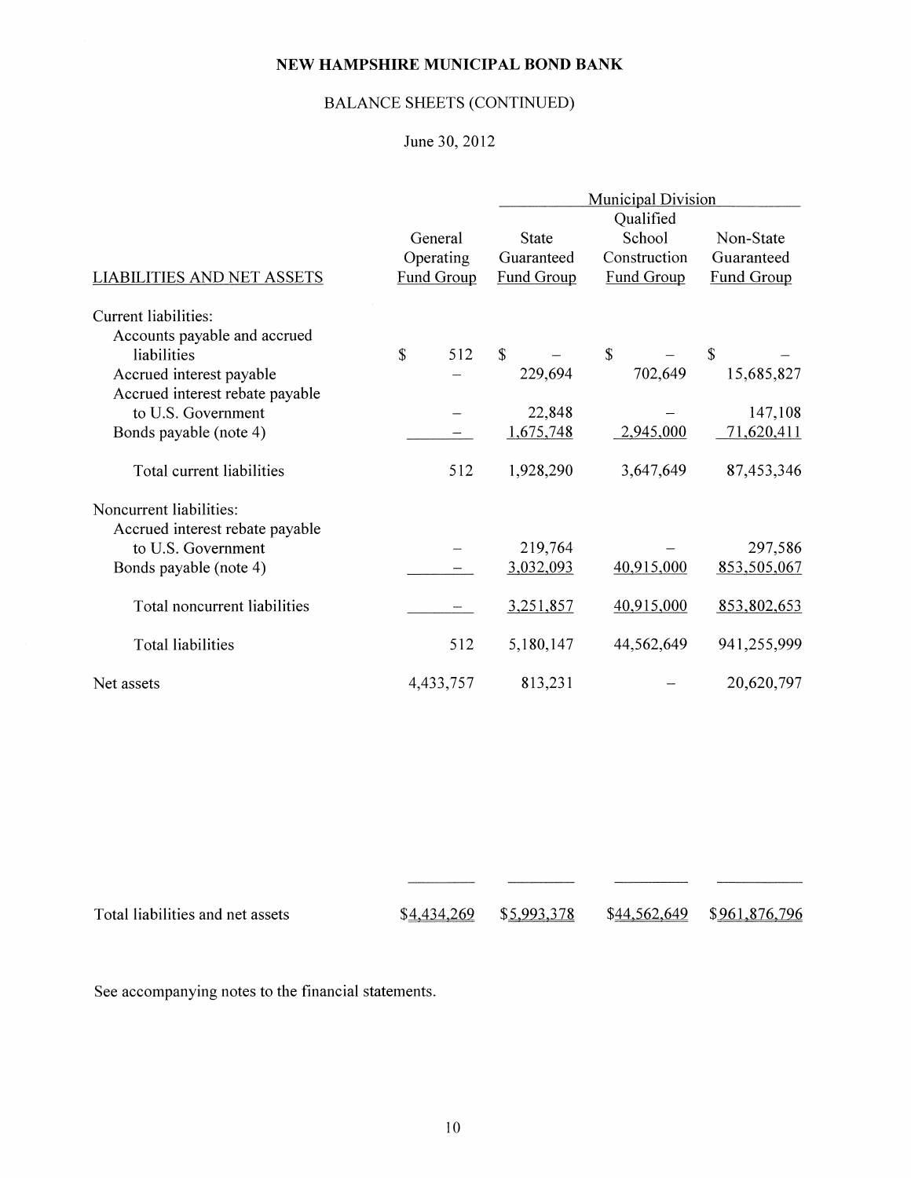**NEW HAMPSHIRE MUNICIPAL BOND BANK**

BALANCE SHEETS (CONTINUED)

June 30, 2012

| LIABILITIES AND NET ASSETS | General Operating Fund Group | Municipal Division | | |
|---|---|---|---|---|
| | | State Guaranteed Fund Group | Qualified School Construction Fund Group | Non-State Guaranteed Fund Group |
| Current liabilities: | | | | |
| Accounts payable and accrued liabilities | $ 512 | $ – | $ – | $ – |
| Accrued interest payable | – | 229,694 | 702,649 | 15,685,827 |
| Accrued interest rebate payable to U.S. Government | – | 22,848 | – | 147,108 |
| Bonds payable (note 4) | – | 1,675,748 | 2,945,000 | 71,620,411 |
| Total current liabilities | 512 | 1,928,290 | 3,647,649 | 87,453,346 |
| Noncurrent liabilities: | | | | |
| Accrued interest rebate payable to U.S. Government | – | 219,764 | – | 297,586 |
| Bonds payable (note 4) | – | 3,032,093 | 40,915,000 | 853,505,067 |
| Total noncurrent liabilities | – | 3,251,857 | 40,915,000 | 853,802,653 |
| Total liabilities | 512 | 5,180,147 | 44,562,649 | 941,255,999 |
| Net assets | 4,433,757 | 813,231 | – | 20,620,797 |
| Total liabilities and net assets | $4,434,269 | $5,993,378 | $44,562,649 | $961,876,796 |

See accompanying notes to the financial statements.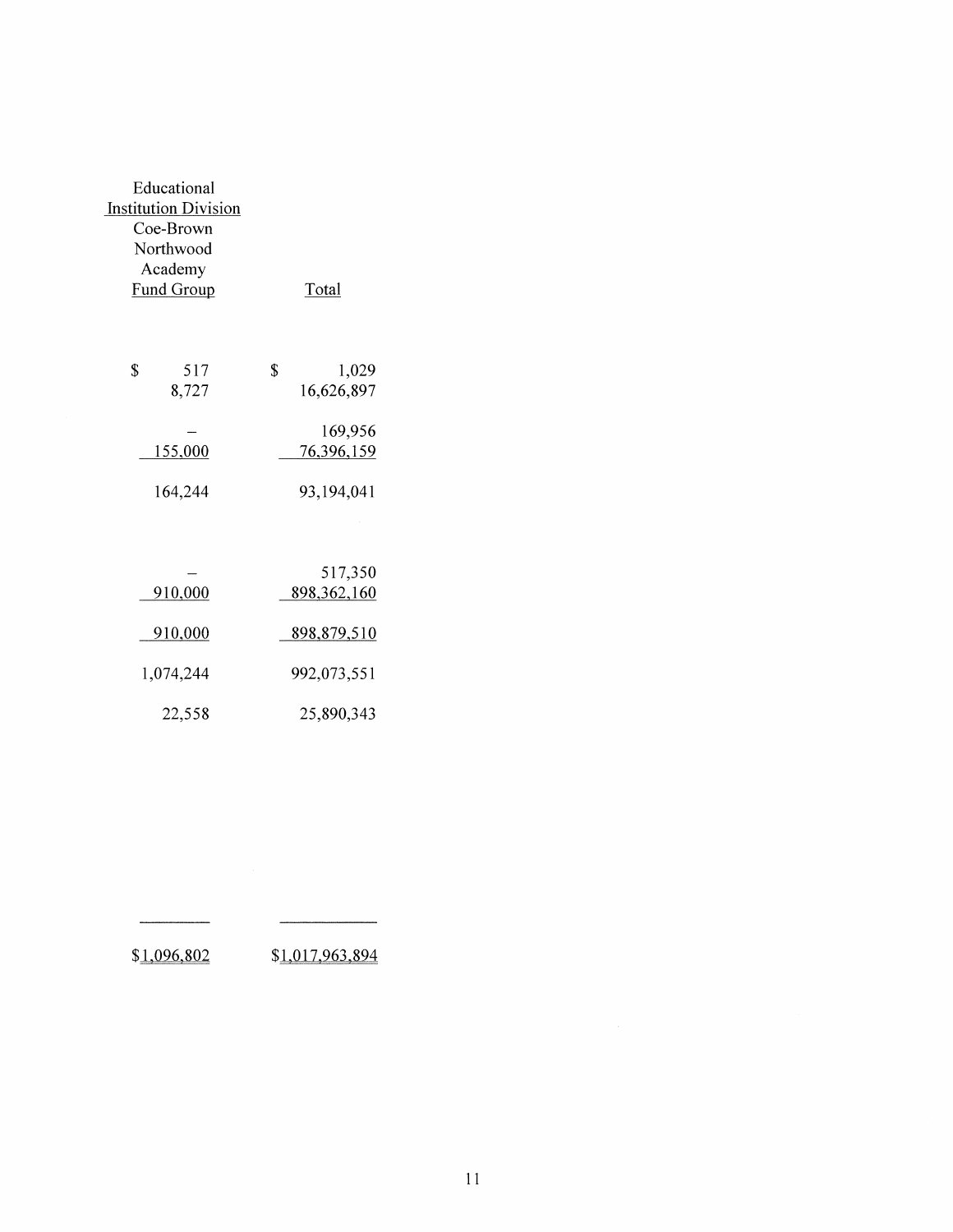| Educational Institution Division Coe-Brown Northwood Academy Fund Group | Total |
|---|---|
| $ 517 | $ 1,029 |
| 8,727 | 16,626,897 |
| – | 169,956 |
| 155,000 | 76,396,159 |
| 164,244 | 93,194,041 |
| – | 517,350 |
| 910,000 | 898,362,160 |
| 910,000 | 898,879,510 |
| 1,074,244 | 992,073,551 |
| 22,558 | 25,890,343 |
| $1,096,802 | $1,017,963,894 |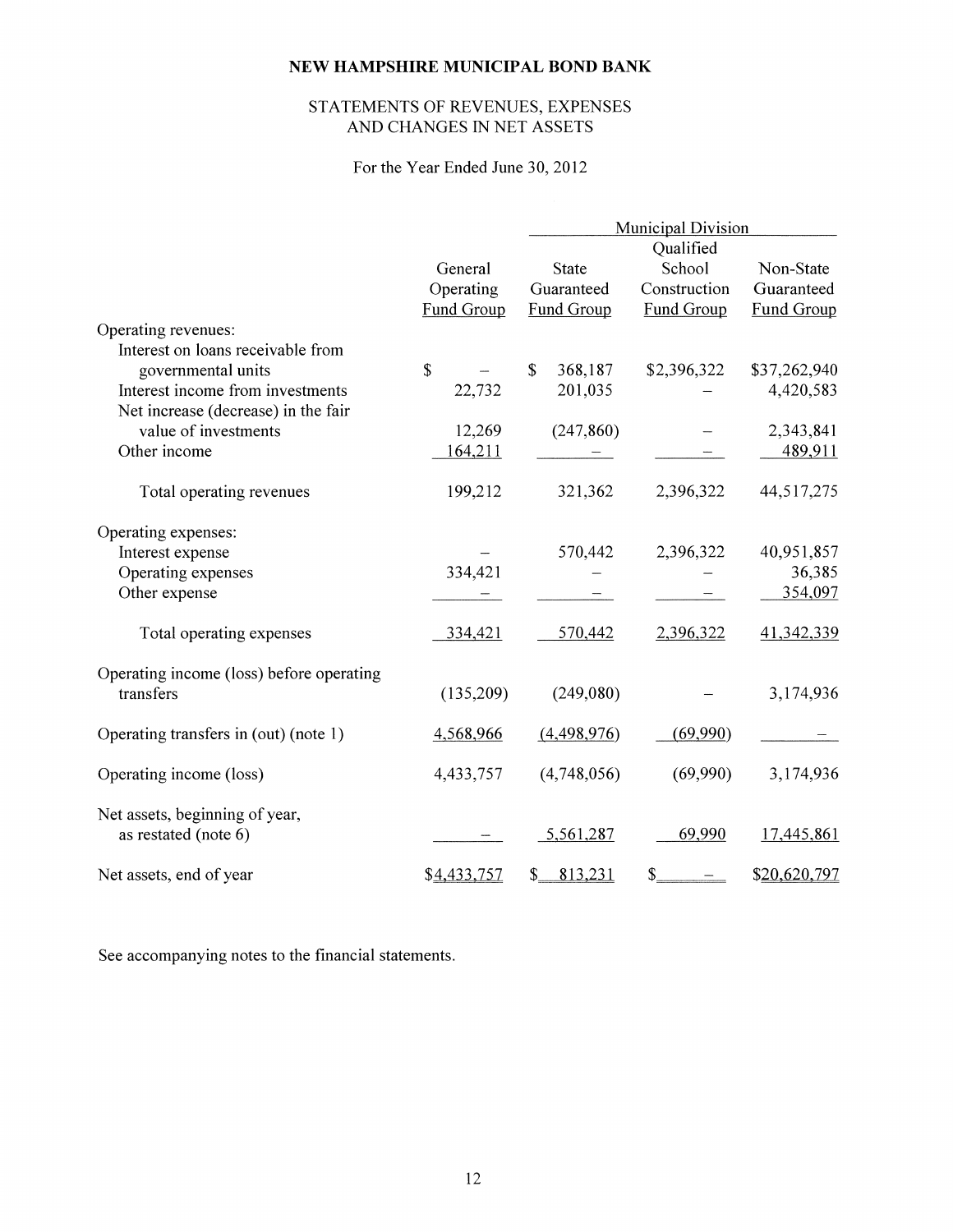# NEW HAMPSHIRE MUNICIPAL BOND BANK

## STATEMENTS OF REVENUES, EXPENSES AND CHANGES IN NET ASSETS

For the Year Ended June 30, 2012

| | General Operating Fund Group | Municipal Division | | |
|---|---|---|---|---|
| | | State Guaranteed Fund Group | Qualified School Construction Fund Group | Non-State Guaranteed Fund Group |
| Operating revenues: | | | | |
| Interest on loans receivable from governmental units | $ – | $ 368,187 | $2,396,322 | $37,262,940 |
| Interest income from investments | 22,732 | 201,035 | – | 4,420,583 |
| Net increase (decrease) in the fair value of investments | 12,269 | (247,860) | – | 2,343,841 |
| Other income | 164,211 | – | – | 489,911 |
| Total operating revenues | 199,212 | 321,362 | 2,396,322 | 44,517,275 |
| Operating expenses: | | | | |
| Interest expense | – | 570,442 | 2,396,322 | 40,951,857 |
| Operating expenses | 334,421 | – | – | 36,385 |
| Other expense | – | – | – | 354,097 |
| Total operating expenses | 334,421 | 570,442 | 2,396,322 | 41,342,339 |
| Operating income (loss) before operating transfers | (135,209) | (249,080) | – | 3,174,936 |
| Operating transfers in (out) (note 1) | 4,568,966 | (4,498,976) | (69,990) | – |
| Operating income (loss) | 4,433,757 | (4,748,056) | (69,990) | 3,174,936 |
| Net assets, beginning of year, as restated (note 6) | – | 5,561,287 | 69,990 | 17,445,861 |
| Net assets, end of year | $4,433,757 | $ 813,231 | $ – | $20,620,797 |

See accompanying notes to the financial statements.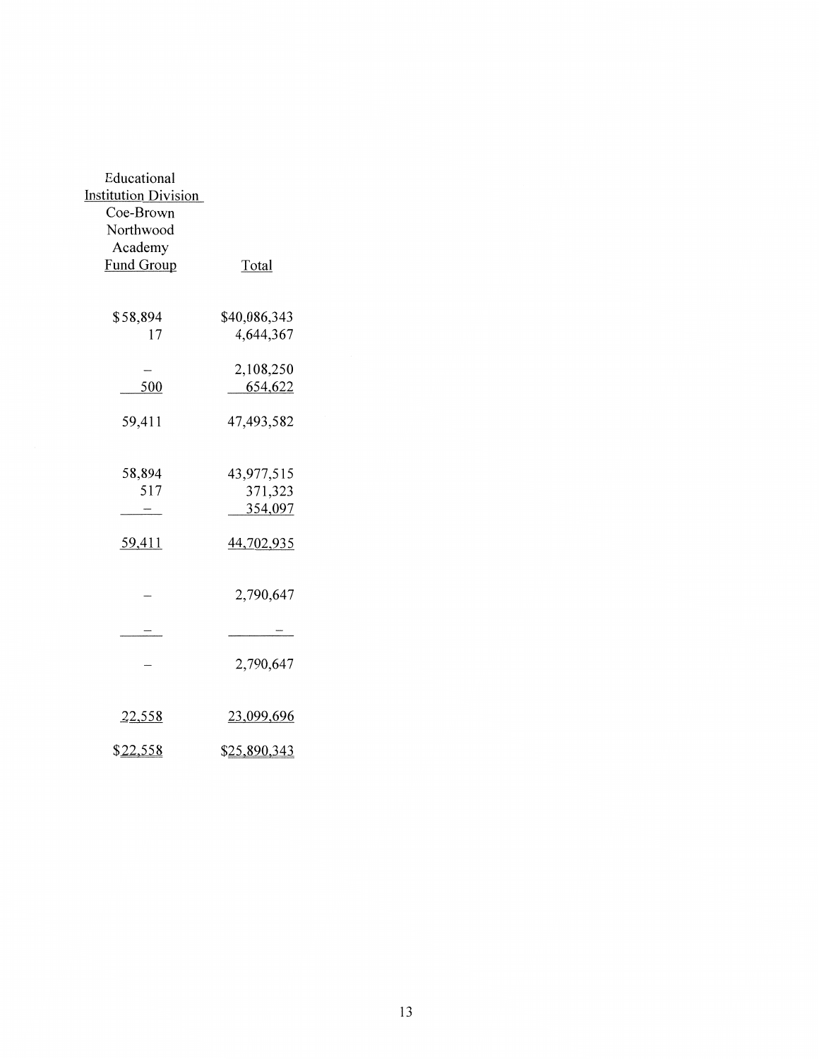| Educational Institution Division Coe-Brown Northwood Academy Fund Group | Total |
|---|---|
| $58,894 | $40,086,343 |
| 17 | 4,644,367 |
| – | 2,108,250 |
| 500 | 654,622 |
| 59,411 | 47,493,582 |
| 58,894 | 43,977,515 |
| 517 | 371,323 |
| – | 354,097 |
| 59,411 | 44,702,935 |
| – | 2,790,647 |
| – | – |
| – | 2,790,647 |
| 22,558 | 23,099,696 |
| $22,558 | $25,890,343 |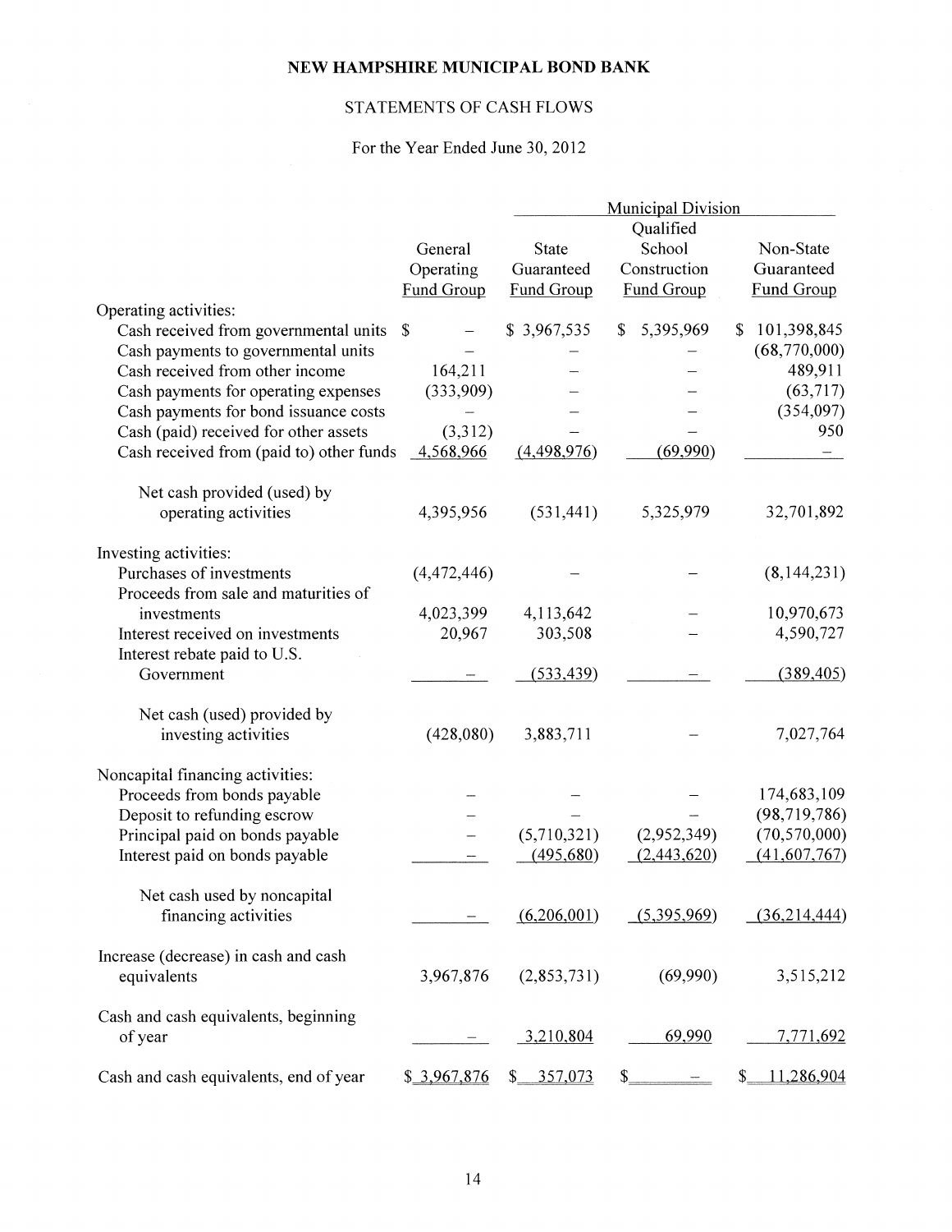# NEW HAMPSHIRE MUNICIPAL BOND BANK

## STATEMENTS OF CASH FLOWS

For the Year Ended June 30, 2012

| | | Municipal Division | | |
|---|---|---|---|---|
| | General Operating Fund Group | State Guaranteed Fund Group | Qualified School Construction Fund Group | Non-State Guaranteed Fund Group |
| Operating activities: | | | | |
| Cash received from governmental units | $ – | $ 3,967,535 | $ 5,395,969 | $ 101,398,845 |
| Cash payments to governmental units | – | – | – | (68,770,000) |
| Cash received from other income | 164,211 | – | – | 489,911 |
| Cash payments for operating expenses | (333,909) | – | – | (63,717) |
| Cash payments for bond issuance costs | – | – | – | (354,097) |
| Cash (paid) received for other assets | (3,312) | – | – | 950 |
| Cash received from (paid to) other funds | 4,568,966 | (4,498,976) | (69,990) | – |
| Net cash provided (used) by operating activities | 4,395,956 | (531,441) | 5,325,979 | 32,701,892 |
| Investing activities: | | | | |
| Purchases of investments | (4,472,446) | – | – | (8,144,231) |
| Proceeds from sale and maturities of investments | 4,023,399 | 4,113,642 | – | 10,970,673 |
| Interest received on investments | 20,967 | 303,508 | – | 4,590,727 |
| Interest rebate paid to U.S. Government | – | (533,439) | – | (389,405) |
| Net cash (used) provided by investing activities | (428,080) | 3,883,711 | – | 7,027,764 |
| Noncapital financing activities: | | | | |
| Proceeds from bonds payable | – | – | – | 174,683,109 |
| Deposit to refunding escrow | – | – | – | (98,719,786) |
| Principal paid on bonds payable | – | (5,710,321) | (2,952,349) | (70,570,000) |
| Interest paid on bonds payable | – | (495,680) | (2,443,620) | (41,607,767) |
| Net cash used by noncapital financing activities | – | (6,206,001) | (5,395,969) | (36,214,444) |
| Increase (decrease) in cash and cash equivalents | 3,967,876 | (2,853,731) | (69,990) | 3,515,212 |
| Cash and cash equivalents, beginning of year | – | 3,210,804 | 69,990 | 7,771,692 |
| Cash and cash equivalents, end of year | $ 3,967,876 | $ 357,073 | $ – | $ 11,286,904 |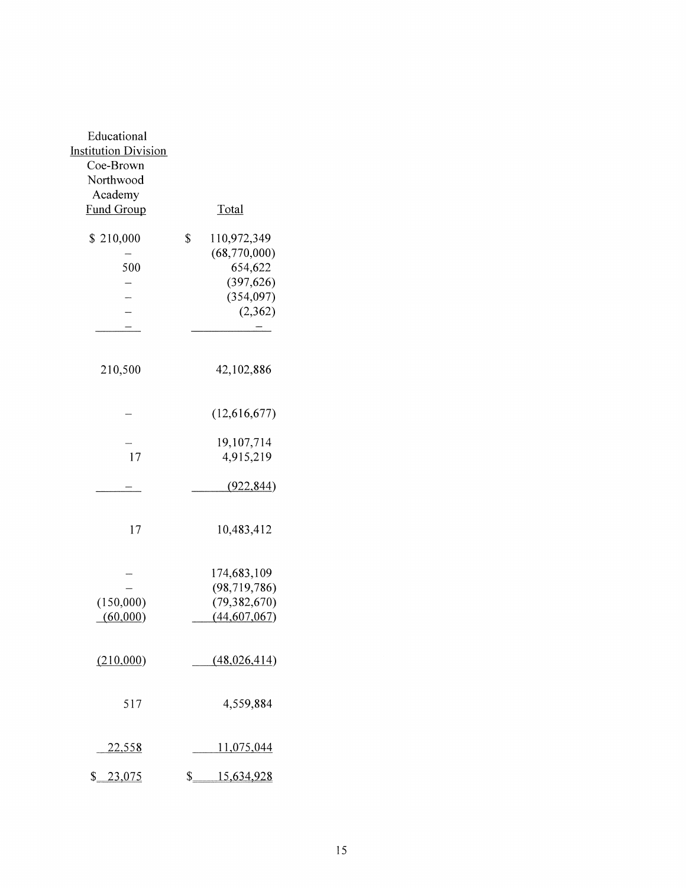| Educational Institution Division Coe-Brown Northwood Academy Fund Group | Total |
|---|---|
| $ 210,000 | $ 110,972,349 |
| – | (68,770,000) |
| 500 | 654,622 |
| – | (397,626) |
| – | (354,097) |
| – | (2,362) |
| – | – |
| 210,500 | 42,102,886 |
| – | (12,616,677) |
| – | 19,107,714 |
| 17 | 4,915,219 |
| – | (922,844) |
| 17 | 10,483,412 |
| – | 174,683,109 |
| – | (98,719,786) |
| (150,000) | (79,382,670) |
| (60,000) | (44,607,067) |
| (210,000) | (48,026,414) |
| 517 | 4,559,884 |
| 22,558 | 11,075,044 |
| $ 23,075 | $ 15,634,928 |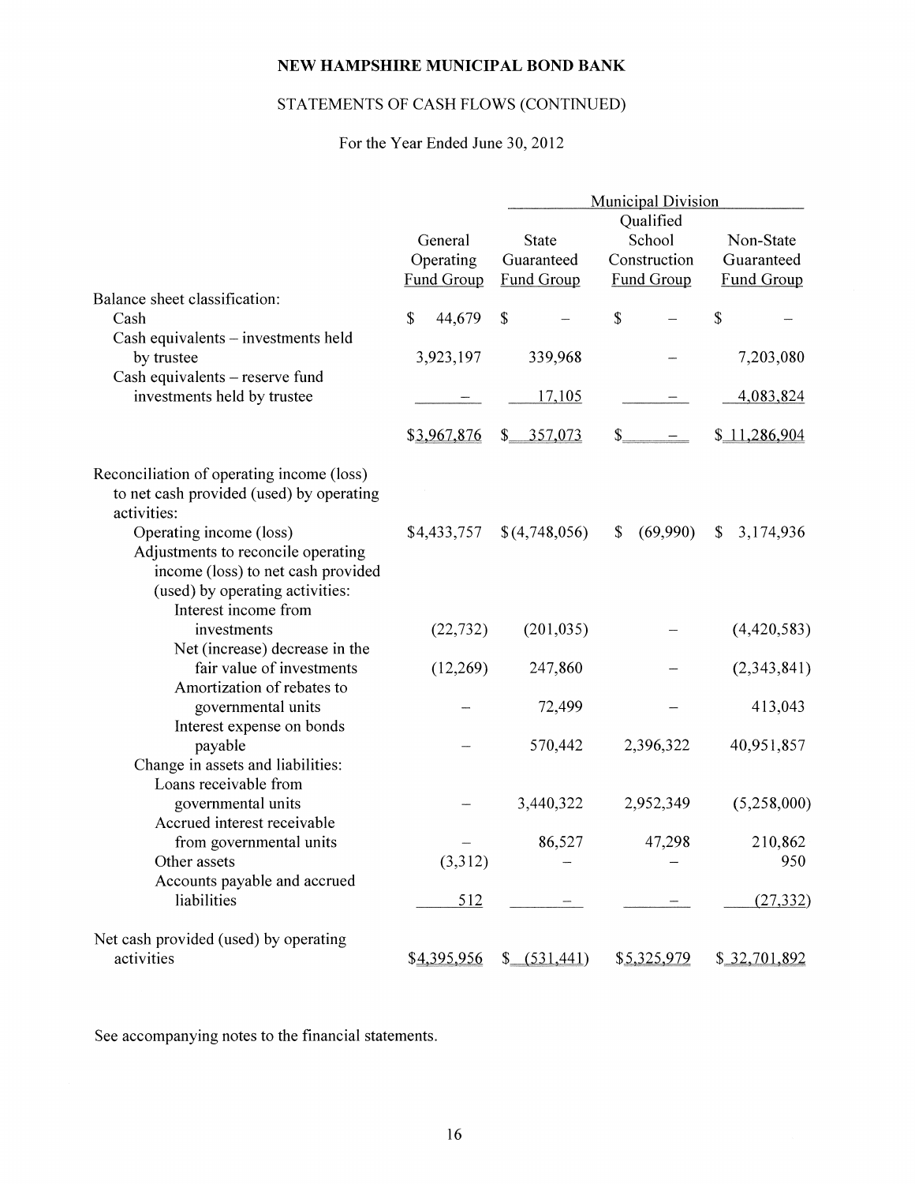**NEW HAMPSHIRE MUNICIPAL BOND BANK**

STATEMENTS OF CASH FLOWS (CONTINUED)

For the Year Ended June 30, 2012

| | | Municipal Division | | |
|---|---|---|---|---|
| | General Operating Fund Group | State Guaranteed Fund Group | Qualified School Construction Fund Group | Non-State Guaranteed Fund Group |
| Balance sheet classification: | | | | |
| Cash | $ 44,679 | $ – | $ – | $ – |
| Cash equivalents – investments held by trustee | 3,923,197 | 339,968 | – | 7,203,080 |
| Cash equivalents – reserve fund investments held by trustee | – | 17,105 | – | 4,083,824 |
| | $3,967,876 | $ 357,073 | $ – | $ 11,286,904 |
| Reconciliation of operating income (loss) to net cash provided (used) by operating activities: | | | | |
| Operating income (loss) | $4,433,757 | $(4,748,056) | $ (69,990) | $ 3,174,936 |
| Adjustments to reconcile operating income (loss) to net cash provided (used) by operating activities: | | | | |
| Interest income from investments | (22,732) | (201,035) | – | (4,420,583) |
| Net (increase) decrease in the fair value of investments | (12,269) | 247,860 | – | (2,343,841) |
| Amortization of rebates to governmental units | – | 72,499 | – | 413,043 |
| Interest expense on bonds payable | – | 570,442 | 2,396,322 | 40,951,857 |
| Change in assets and liabilities: | | | | |
| Loans receivable from governmental units | – | 3,440,322 | 2,952,349 | (5,258,000) |
| Accrued interest receivable from governmental units | – | 86,527 | 47,298 | 210,862 |
| Other assets | (3,312) | – | – | 950 |
| Accounts payable and accrued liabilities | 512 | – | – | (27,332) |
| Net cash provided (used) by operating activities | $4,395,956 | $ (531,441) | $5,325,979 | $ 32,701,892 |

See accompanying notes to the financial statements.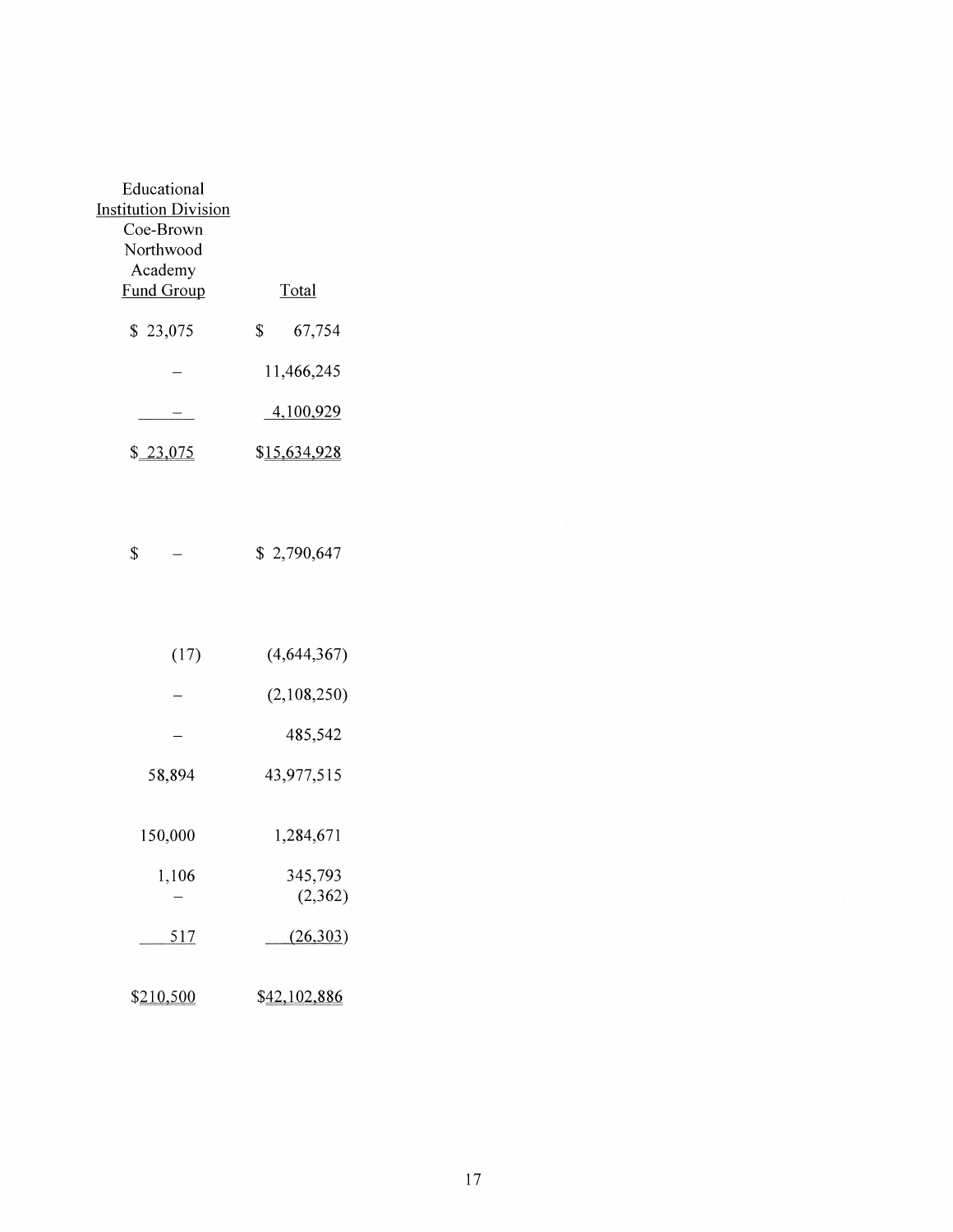| Educational Institution Division Coe-Brown Northwood Academy Fund Group | Total |
|---|---|
| $ 23,075 | $ 67,754 |
| – | 11,466,245 |
| – | 4,100,929 |
| $ 23,075 | $15,634,928 |
| | |
| $ – | $ 2,790,647 |
| | |
| (17) | (4,644,367) |
| – | (2,108,250) |
| – | 485,542 |
| 58,894 | 43,977,515 |
| | |
| 150,000 | 1,284,671 |
| 1,106 | 345,793 |
| – | (2,362) |
| 517 | (26,303) |
| | |
| $210,500 | $42,102,886 |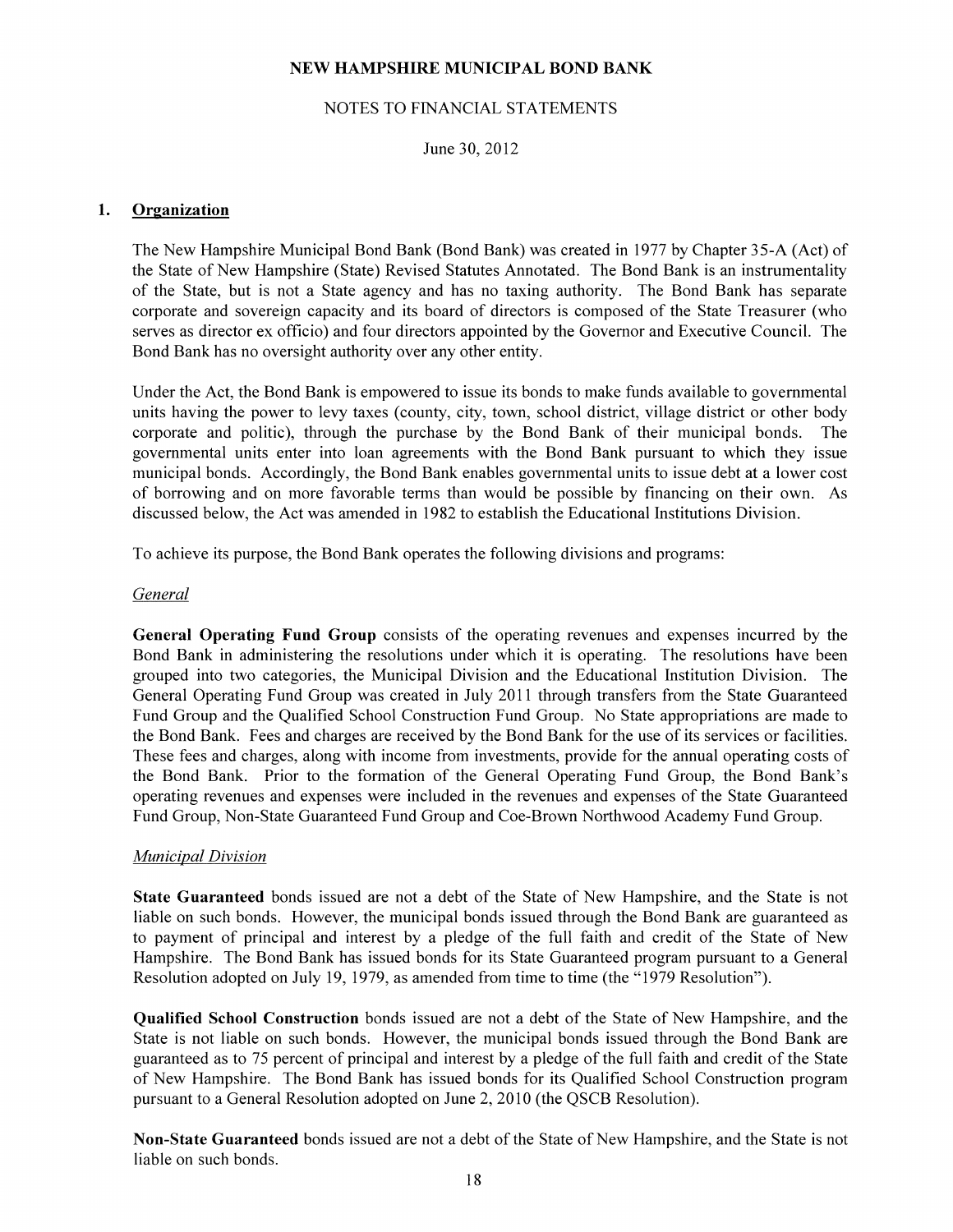# NEW HAMPSHIRE MUNICIPAL BOND BANK

## NOTES TO FINANCIAL STATEMENTS

June 30, 2012

## 1. Organization

The New Hampshire Municipal Bond Bank (Bond Bank) was created in 1977 by Chapter 35-A (Act) of the State of New Hampshire (State) Revised Statutes Annotated. The Bond Bank is an instrumentality of the State, but is not a State agency and has no taxing authority. The Bond Bank has separate corporate and sovereign capacity and its board of directors is composed of the State Treasurer (who serves as director ex officio) and four directors appointed by the Governor and Executive Council. The Bond Bank has no oversight authority over any other entity.

Under the Act, the Bond Bank is empowered to issue its bonds to make funds available to governmental units having the power to levy taxes (county, city, town, school district, village district or other body corporate and politic), through the purchase by the Bond Bank of their municipal bonds. The governmental units enter into loan agreements with the Bond Bank pursuant to which they issue municipal bonds. Accordingly, the Bond Bank enables governmental units to issue debt at a lower cost of borrowing and on more favorable terms than would be possible by financing on their own. As discussed below, the Act was amended in 1982 to establish the Educational Institutions Division.

To achieve its purpose, the Bond Bank operates the following divisions and programs:

*General*

**General Operating Fund Group** consists of the operating revenues and expenses incurred by the Bond Bank in administering the resolutions under which it is operating. The resolutions have been grouped into two categories, the Municipal Division and the Educational Institution Division. The General Operating Fund Group was created in July 2011 through transfers from the State Guaranteed Fund Group and the Qualified School Construction Fund Group. No State appropriations are made to the Bond Bank. Fees and charges are received by the Bond Bank for the use of its services or facilities. These fees and charges, along with income from investments, provide for the annual operating costs of the Bond Bank. Prior to the formation of the General Operating Fund Group, the Bond Bank's operating revenues and expenses were included in the revenues and expenses of the State Guaranteed Fund Group, Non-State Guaranteed Fund Group and Coe-Brown Northwood Academy Fund Group.

*Municipal Division*

**State Guaranteed** bonds issued are not a debt of the State of New Hampshire, and the State is not liable on such bonds. However, the municipal bonds issued through the Bond Bank are guaranteed as to payment of principal and interest by a pledge of the full faith and credit of the State of New Hampshire. The Bond Bank has issued bonds for its State Guaranteed program pursuant to a General Resolution adopted on July 19, 1979, as amended from time to time (the "1979 Resolution").

**Qualified School Construction** bonds issued are not a debt of the State of New Hampshire, and the State is not liable on such bonds. However, the municipal bonds issued through the Bond Bank are guaranteed as to 75 percent of principal and interest by a pledge of the full faith and credit of the State of New Hampshire. The Bond Bank has issued bonds for its Qualified School Construction program pursuant to a General Resolution adopted on June 2, 2010 (the QSCB Resolution).

**Non-State Guaranteed** bonds issued are not a debt of the State of New Hampshire, and the State is not liable on such bonds.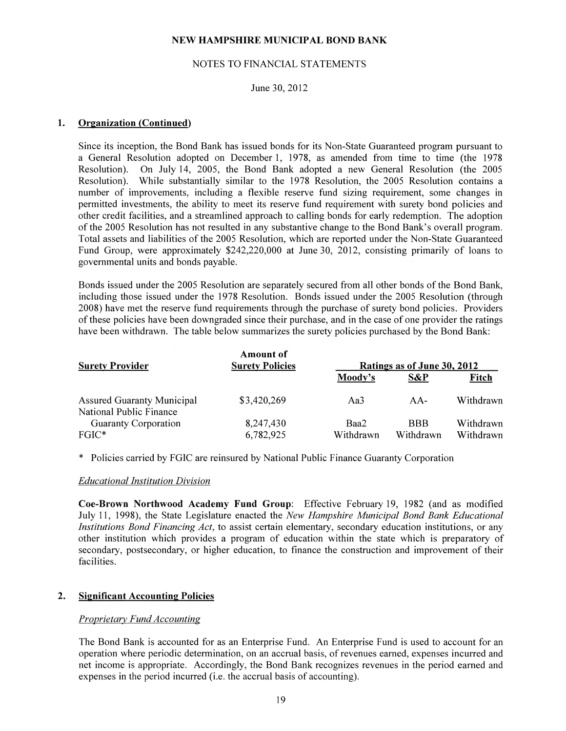# NEW HAMPSHIRE MUNICIPAL BOND BANK

NOTES TO FINANCIAL STATEMENTS

June 30, 2012

## 1. Organization (Continued)

Since its inception, the Bond Bank has issued bonds for its Non-State Guaranteed program pursuant to a General Resolution adopted on December 1, 1978, as amended from time to time (the 1978 Resolution). On July 14, 2005, the Bond Bank adopted a new General Resolution (the 2005 Resolution). While substantially similar to the 1978 Resolution, the 2005 Resolution contains a number of improvements, including a flexible reserve fund sizing requirement, some changes in permitted investments, the ability to meet its reserve fund requirement with surety bond policies and other credit facilities, and a streamlined approach to calling bonds for early redemption. The adoption of the 2005 Resolution has not resulted in any substantive change to the Bond Bank's overall program. Total assets and liabilities of the 2005 Resolution, which are reported under the Non-State Guaranteed Fund Group, were approximately $242,220,000 at June 30, 2012, consisting primarily of loans to governmental units and bonds payable.

Bonds issued under the 2005 Resolution are separately secured from all other bonds of the Bond Bank, including those issued under the 1978 Resolution. Bonds issued under the 2005 Resolution (through 2008) have met the reserve fund requirements through the purchase of surety bond policies. Providers of these policies have been downgraded since their purchase, and in the case of one provider the ratings have been withdrawn. The table below summarizes the surety policies purchased by the Bond Bank:

| Surety Provider | Amount of Surety Policies | Ratings as of June 30, 2012 | | |
|---|---|---|---|---|
| | | Moody's | S&P | Fitch |
| Assured Guaranty Municipal | $3,420,269 | Aa3 | AA- | Withdrawn |
| National Public Finance Guaranty Corporation | 8,247,430 | Baa2 | BBB | Withdrawn |
| FGIC* | 6,782,925 | Withdrawn | Withdrawn | Withdrawn |

\* Policies carried by FGIC are reinsured by National Public Finance Guaranty Corporation

*Educational Institution Division*

**Coe-Brown Northwood Academy Fund Group**: Effective February 19, 1982 (and as modified July 11, 1998), the State Legislature enacted the *New Hampshire Municipal Bond Bank Educational Institutions Bond Financing Act*, to assist certain elementary, secondary education institutions, or any other institution which provides a program of education within the state which is preparatory of secondary, postsecondary, or higher education, to finance the construction and improvement of their facilities.

## 2. Significant Accounting Policies

*Proprietary Fund Accounting*

The Bond Bank is accounted for as an Enterprise Fund. An Enterprise Fund is used to account for an operation where periodic determination, on an accrual basis, of revenues earned, expenses incurred and net income is appropriate. Accordingly, the Bond Bank recognizes revenues in the period earned and expenses in the period incurred (i.e. the accrual basis of accounting).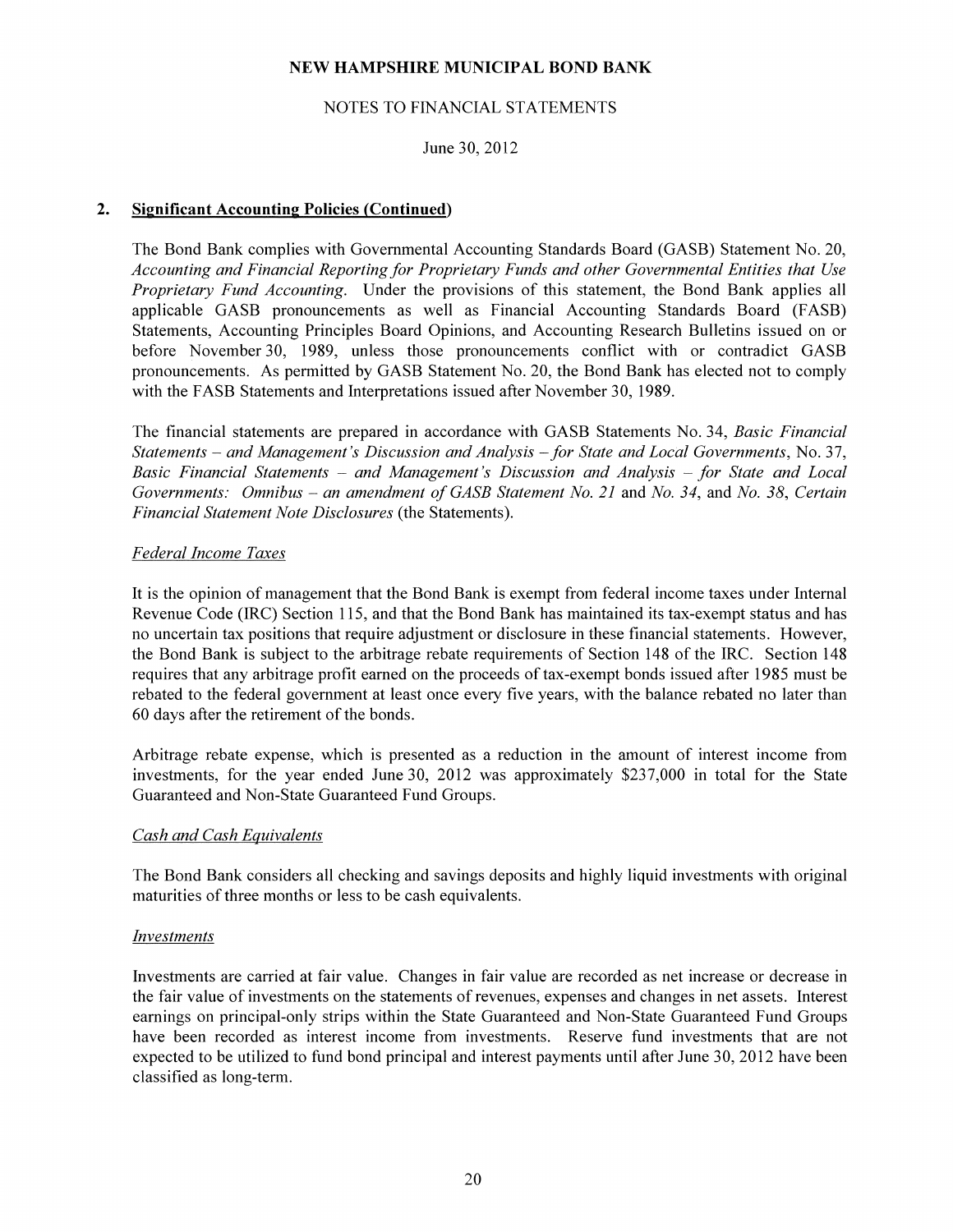# NEW HAMPSHIRE MUNICIPAL BOND BANK

## NOTES TO FINANCIAL STATEMENTS

June 30, 2012

## 2. Significant Accounting Policies (Continued)

The Bond Bank complies with Governmental Accounting Standards Board (GASB) Statement No. 20, *Accounting and Financial Reporting for Proprietary Funds and other Governmental Entities that Use Proprietary Fund Accounting*. Under the provisions of this statement, the Bond Bank applies all applicable GASB pronouncements as well as Financial Accounting Standards Board (FASB) Statements, Accounting Principles Board Opinions, and Accounting Research Bulletins issued on or before November 30, 1989, unless those pronouncements conflict with or contradict GASB pronouncements. As permitted by GASB Statement No. 20, the Bond Bank has elected not to comply with the FASB Statements and Interpretations issued after November 30, 1989.

The financial statements are prepared in accordance with GASB Statements No. 34, *Basic Financial Statements – and Management's Discussion and Analysis – for State and Local Governments*, No. 37, *Basic Financial Statements – and Management's Discussion and Analysis – for State and Local Governments: Omnibus – an amendment of GASB Statement No. 21* and *No. 34*, and *No. 38*, *Certain Financial Statement Note Disclosures* (the Statements).

### *Federal Income Taxes*

It is the opinion of management that the Bond Bank is exempt from federal income taxes under Internal Revenue Code (IRC) Section 115, and that the Bond Bank has maintained its tax-exempt status and has no uncertain tax positions that require adjustment or disclosure in these financial statements. However, the Bond Bank is subject to the arbitrage rebate requirements of Section 148 of the IRC. Section 148 requires that any arbitrage profit earned on the proceeds of tax-exempt bonds issued after 1985 must be rebated to the federal government at least once every five years, with the balance rebated no later than 60 days after the retirement of the bonds.

Arbitrage rebate expense, which is presented as a reduction in the amount of interest income from investments, for the year ended June 30, 2012 was approximately $237,000 in total for the State Guaranteed and Non-State Guaranteed Fund Groups.

### *Cash and Cash Equivalents*

The Bond Bank considers all checking and savings deposits and highly liquid investments with original maturities of three months or less to be cash equivalents.

### *Investments*

Investments are carried at fair value. Changes in fair value are recorded as net increase or decrease in the fair value of investments on the statements of revenues, expenses and changes in net assets. Interest earnings on principal-only strips within the State Guaranteed and Non-State Guaranteed Fund Groups have been recorded as interest income from investments. Reserve fund investments that are not expected to be utilized to fund bond principal and interest payments until after June 30, 2012 have been classified as long-term.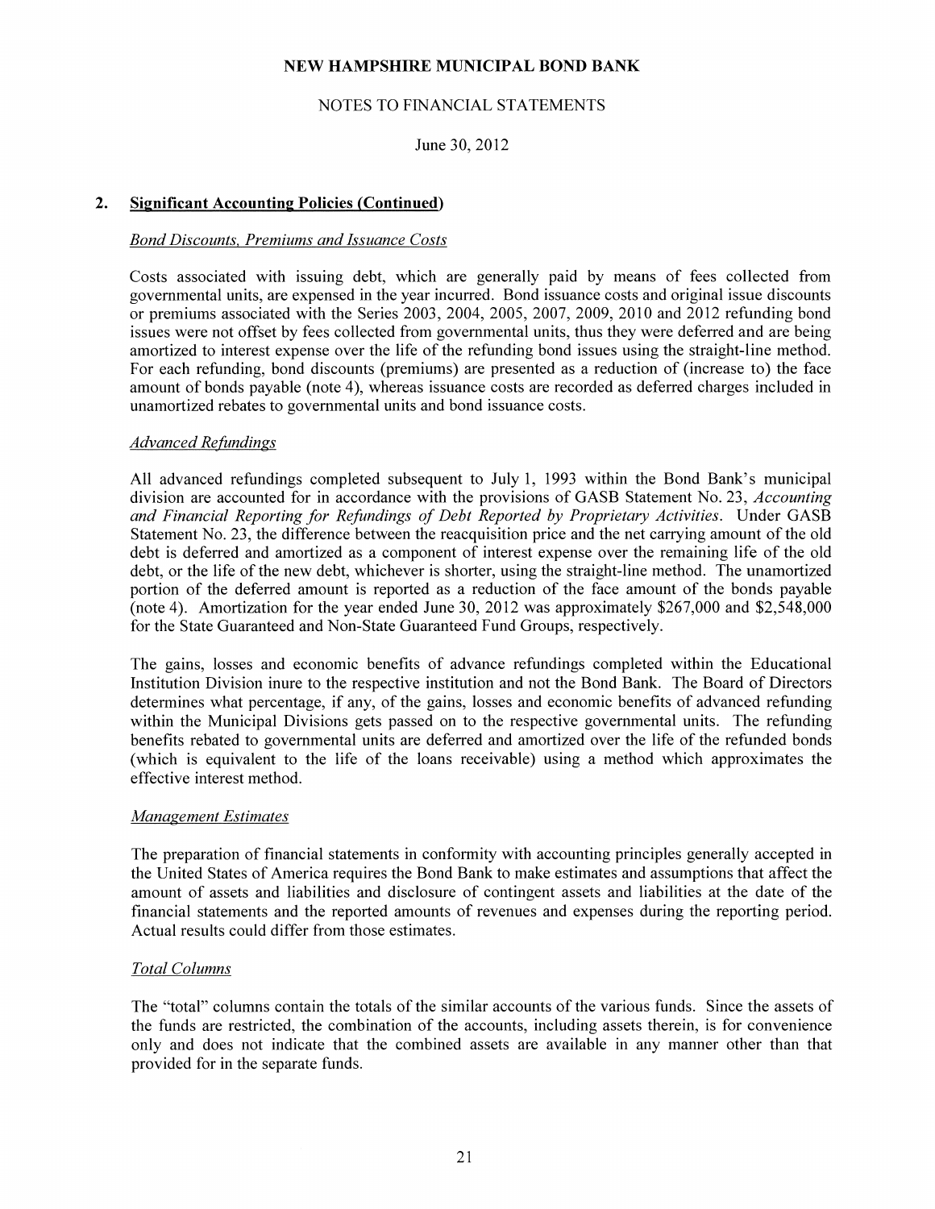## 2. Significant Accounting Policies (Continued)

*Bond Discounts, Premiums and Issuance Costs*

Costs associated with issuing debt, which are generally paid by means of fees collected from governmental units, are expensed in the year incurred. Bond issuance costs and original issue discounts or premiums associated with the Series 2003, 2004, 2005, 2007, 2009, 2010 and 2012 refunding bond issues were not offset by fees collected from governmental units, thus they were deferred and are being amortized to interest expense over the life of the refunding bond issues using the straight-line method. For each refunding, bond discounts (premiums) are presented as a reduction of (increase to) the face amount of bonds payable (note 4), whereas issuance costs are recorded as deferred charges included in unamortized rebates to governmental units and bond issuance costs.

*Advanced Refundings*

All advanced refundings completed subsequent to July 1, 1993 within the Bond Bank's municipal division are accounted for in accordance with the provisions of GASB Statement No. 23, *Accounting and Financial Reporting for Refundings of Debt Reported by Proprietary Activities*. Under GASB Statement No. 23, the difference between the reacquisition price and the net carrying amount of the old debt is deferred and amortized as a component of interest expense over the remaining life of the old debt, or the life of the new debt, whichever is shorter, using the straight-line method. The unamortized portion of the deferred amount is reported as a reduction of the face amount of the bonds payable (note 4). Amortization for the year ended June 30, 2012 was approximately $267,000 and $2,548,000 for the State Guaranteed and Non-State Guaranteed Fund Groups, respectively.

The gains, losses and economic benefits of advance refundings completed within the Educational Institution Division inure to the respective institution and not the Bond Bank. The Board of Directors determines what percentage, if any, of the gains, losses and economic benefits of advanced refunding within the Municipal Divisions gets passed on to the respective governmental units. The refunding benefits rebated to governmental units are deferred and amortized over the life of the refunded bonds (which is equivalent to the life of the loans receivable) using a method which approximates the effective interest method.

*Management Estimates*

The preparation of financial statements in conformity with accounting principles generally accepted in the United States of America requires the Bond Bank to make estimates and assumptions that affect the amount of assets and liabilities and disclosure of contingent assets and liabilities at the date of the financial statements and the reported amounts of revenues and expenses during the reporting period. Actual results could differ from those estimates.

*Total Columns*

The "total" columns contain the totals of the similar accounts of the various funds. Since the assets of the funds are restricted, the combination of the accounts, including assets therein, is for convenience only and does not indicate that the combined assets are available in any manner other than that provided for in the separate funds.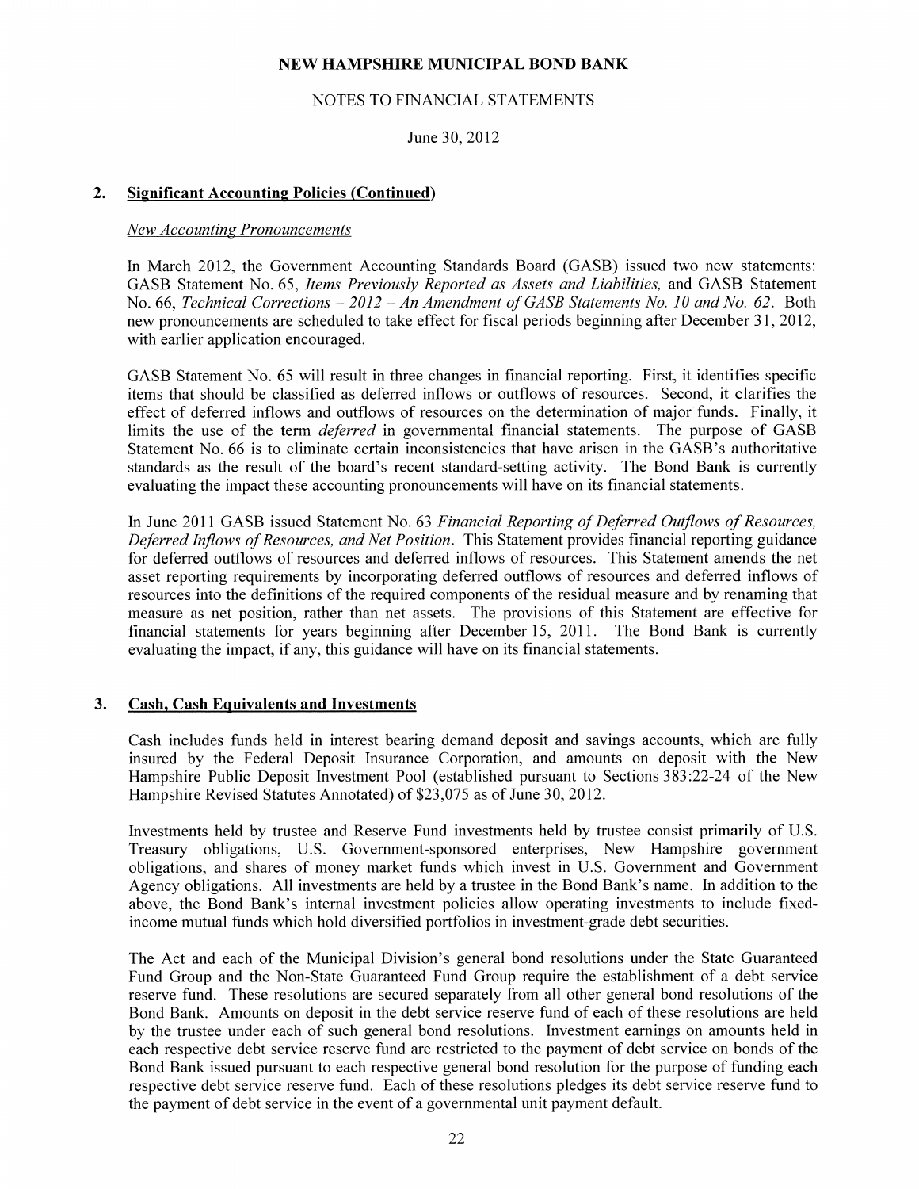## 2. Significant Accounting Policies (Continued)

### *New Accounting Pronouncements*

In March 2012, the Government Accounting Standards Board (GASB) issued two new statements: GASB Statement No. 65, *Items Previously Reported as Assets and Liabilities,* and GASB Statement No. 66, *Technical Corrections – 2012 – An Amendment of GASB Statements No. 10 and No. 62*. Both new pronouncements are scheduled to take effect for fiscal periods beginning after December 31, 2012, with earlier application encouraged.

GASB Statement No. 65 will result in three changes in financial reporting. First, it identifies specific items that should be classified as deferred inflows or outflows of resources. Second, it clarifies the effect of deferred inflows and outflows of resources on the determination of major funds. Finally, it limits the use of the term *deferred* in governmental financial statements. The purpose of GASB Statement No. 66 is to eliminate certain inconsistencies that have arisen in the GASB's authoritative standards as the result of the board's recent standard-setting activity. The Bond Bank is currently evaluating the impact these accounting pronouncements will have on its financial statements.

In June 2011 GASB issued Statement No. 63 *Financial Reporting of Deferred Outflows of Resources, Deferred Inflows of Resources, and Net Position*. This Statement provides financial reporting guidance for deferred outflows of resources and deferred inflows of resources. This Statement amends the net asset reporting requirements by incorporating deferred outflows of resources and deferred inflows of resources into the definitions of the required components of the residual measure and by renaming that measure as net position, rather than net assets. The provisions of this Statement are effective for financial statements for years beginning after December 15, 2011. The Bond Bank is currently evaluating the impact, if any, this guidance will have on its financial statements.

## 3. Cash, Cash Equivalents and Investments

Cash includes funds held in interest bearing demand deposit and savings accounts, which are fully insured by the Federal Deposit Insurance Corporation, and amounts on deposit with the New Hampshire Public Deposit Investment Pool (established pursuant to Sections 383:22-24 of the New Hampshire Revised Statutes Annotated) of $23,075 as of June 30, 2012.

Investments held by trustee and Reserve Fund investments held by trustee consist primarily of U.S. Treasury obligations, U.S. Government-sponsored enterprises, New Hampshire government obligations, and shares of money market funds which invest in U.S. Government and Government Agency obligations. All investments are held by a trustee in the Bond Bank's name. In addition to the above, the Bond Bank's internal investment policies allow operating investments to include fixed-income mutual funds which hold diversified portfolios in investment-grade debt securities.

The Act and each of the Municipal Division's general bond resolutions under the State Guaranteed Fund Group and the Non-State Guaranteed Fund Group require the establishment of a debt service reserve fund. These resolutions are secured separately from all other general bond resolutions of the Bond Bank. Amounts on deposit in the debt service reserve fund of each of these resolutions are held by the trustee under each of such general bond resolutions. Investment earnings on amounts held in each respective debt service reserve fund are restricted to the payment of debt service on bonds of the Bond Bank issued pursuant to each respective general bond resolution for the purpose of funding each respective debt service reserve fund. Each of these resolutions pledges its debt service reserve fund to the payment of debt service in the event of a governmental unit payment default.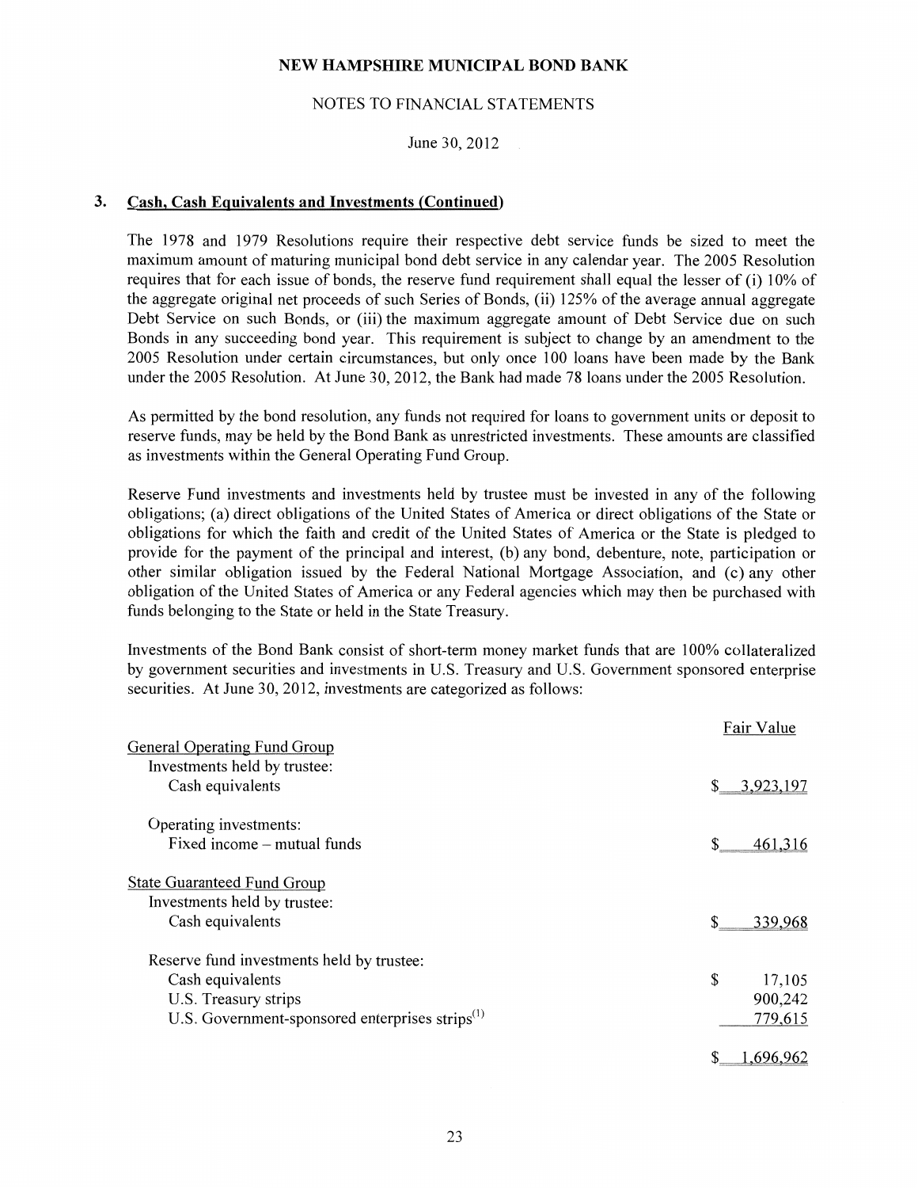# NEW HAMPSHIRE MUNICIPAL BOND BANK

## NOTES TO FINANCIAL STATEMENTS

June 30, 2012

### 3. Cash, Cash Equivalents and Investments (Continued)

The 1978 and 1979 Resolutions require their respective debt service funds be sized to meet the maximum amount of maturing municipal bond debt service in any calendar year. The 2005 Resolution requires that for each issue of bonds, the reserve fund requirement shall equal the lesser of (i) 10% of the aggregate original net proceeds of such Series of Bonds, (ii) 125% of the average annual aggregate Debt Service on such Bonds, or (iii) the maximum aggregate amount of Debt Service due on such Bonds in any succeeding bond year. This requirement is subject to change by an amendment to the 2005 Resolution under certain circumstances, but only once 100 loans have been made by the Bank under the 2005 Resolution. At June 30, 2012, the Bank had made 78 loans under the 2005 Resolution.

As permitted by the bond resolution, any funds not required for loans to government units or deposit to reserve funds, may be held by the Bond Bank as unrestricted investments. These amounts are classified as investments within the General Operating Fund Group.

Reserve Fund investments and investments held by trustee must be invested in any of the following obligations; (a) direct obligations of the United States of America or direct obligations of the State or obligations for which the faith and credit of the United States of America or the State is pledged to provide for the payment of the principal and interest, (b) any bond, debenture, note, participation or other similar obligation issued by the Federal National Mortgage Association, and (c) any other obligation of the United States of America or any Federal agencies which may then be purchased with funds belonging to the State or held in the State Treasury.

Investments of the Bond Bank consist of short-term money market funds that are 100% collateralized by government securities and investments in U.S. Treasury and U.S. Government sponsored enterprise securities. At June 30, 2012, investments are categorized as follows:

| | Fair Value |
|---|---|
| General Operating Fund Group | |
| Investments held by trustee: | |
| Cash equivalents | $ 3,923,197 |
| Operating investments: | |
| Fixed income – mutual funds | $ 461,316 |
| State Guaranteed Fund Group | |
| Investments held by trustee: | |
| Cash equivalents | $ 339,968 |
| Reserve fund investments held by trustee: | |
| Cash equivalents | $ 17,105 |
| U.S. Treasury strips | 900,242 |
| U.S. Government-sponsored enterprises strips[1] | 779,615 |
| | $ 1,696,962 |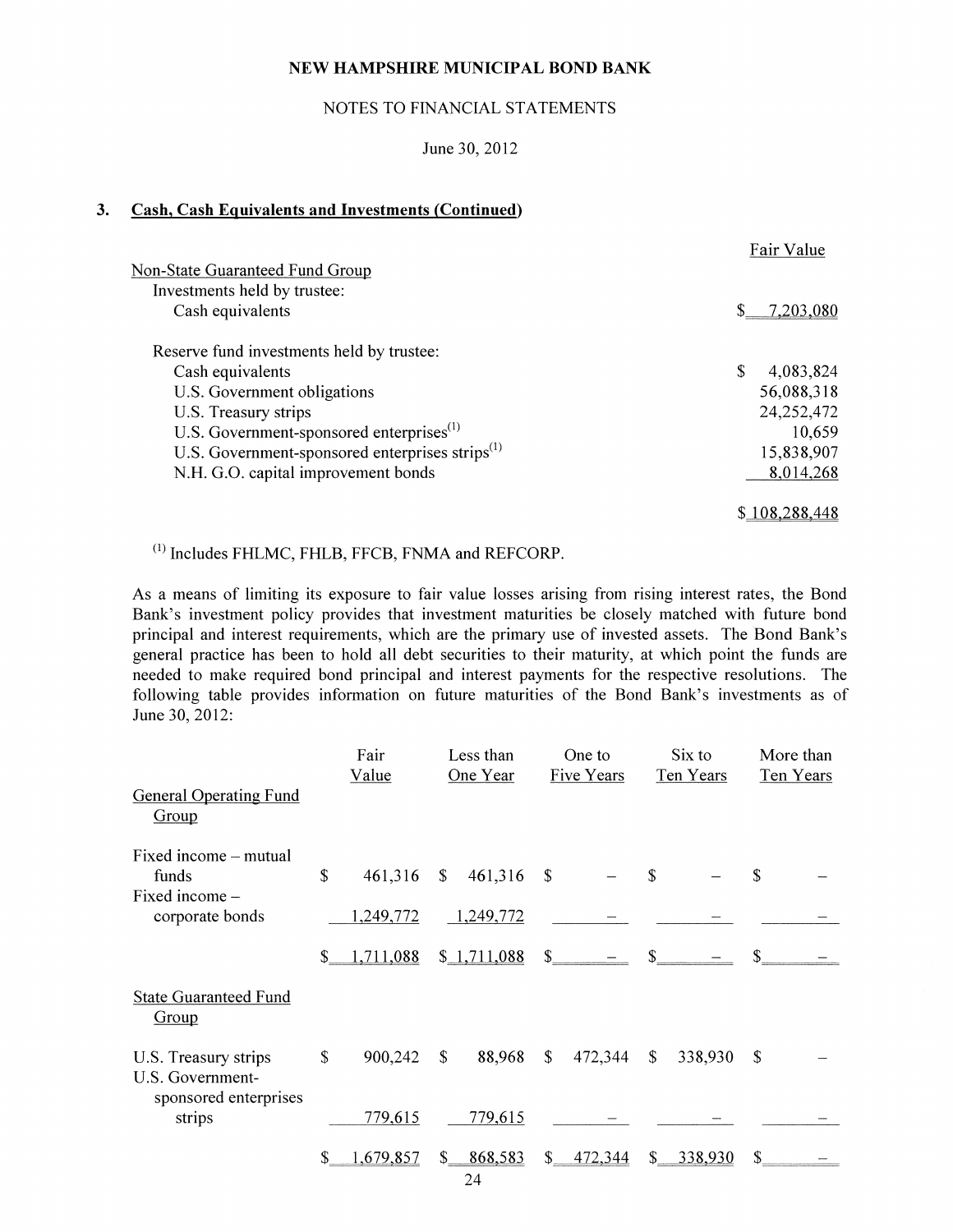NEW HAMPSHIRE MUNICIPAL BOND BANK

NOTES TO FINANCIAL STATEMENTS

June 30, 2012

### 3. Cash, Cash Equivalents and Investments (Continued)

| | Fair Value |
|---|---|
| Non-State Guaranteed Fund Group | |
| Investments held by trustee: | |
| Cash equivalents | $ 7,203,080 |
| | |
| Reserve fund investments held by trustee: | |
| Cash equivalents | $ 4,083,824 |
| U.S. Government obligations | 56,088,318 |
| U.S. Treasury strips | 24,252,472 |
| U.S. Government-sponsored enterprises[(1)] | 10,659 |
| U.S. Government-sponsored enterprises strips[(1)] | 15,838,907 |
| N.H. G.O. capital improvement bonds | 8,014,268 |
| | $ 108,288,448 |

[(1)] Includes FHLMC, FHLB, FFCB, FNMA and REFCORP.

As a means of limiting its exposure to fair value losses arising from rising interest rates, the Bond Bank's investment policy provides that investment maturities be closely matched with future bond principal and interest requirements, which are the primary use of invested assets. The Bond Bank's general practice has been to hold all debt securities to their maturity, at which point the funds are needed to make required bond principal and interest payments for the respective resolutions. The following table provides information on future maturities of the Bond Bank's investments as of June 30, 2012:

| | Fair Value | Less than One Year | One to Five Years | Six to Ten Years | More than Ten Years |
|---|---|---|---|---|---|
| General Operating Fund Group | | | | | |
| Fixed income – mutual funds | $ 461,316 | $ 461,316 | $ – | $ – | $ – |
| Fixed income – corporate bonds | 1,249,772 | 1,249,772 | – | – | – |
| | $ 1,711,088 | $ 1,711,088 | $ – | $ – | $ – |
| State Guaranteed Fund Group | | | | | |
| U.S. Treasury strips | $ 900,242 | $ 88,968 | $ 472,344 | $ 338,930 | $ – |
| U.S. Government-sponsored enterprises strips | 779,615 | 779,615 | – | – | – |
| | $ 1,679,857 | $ 868,583 | $ 472,344 | $ 338,930 | $ – |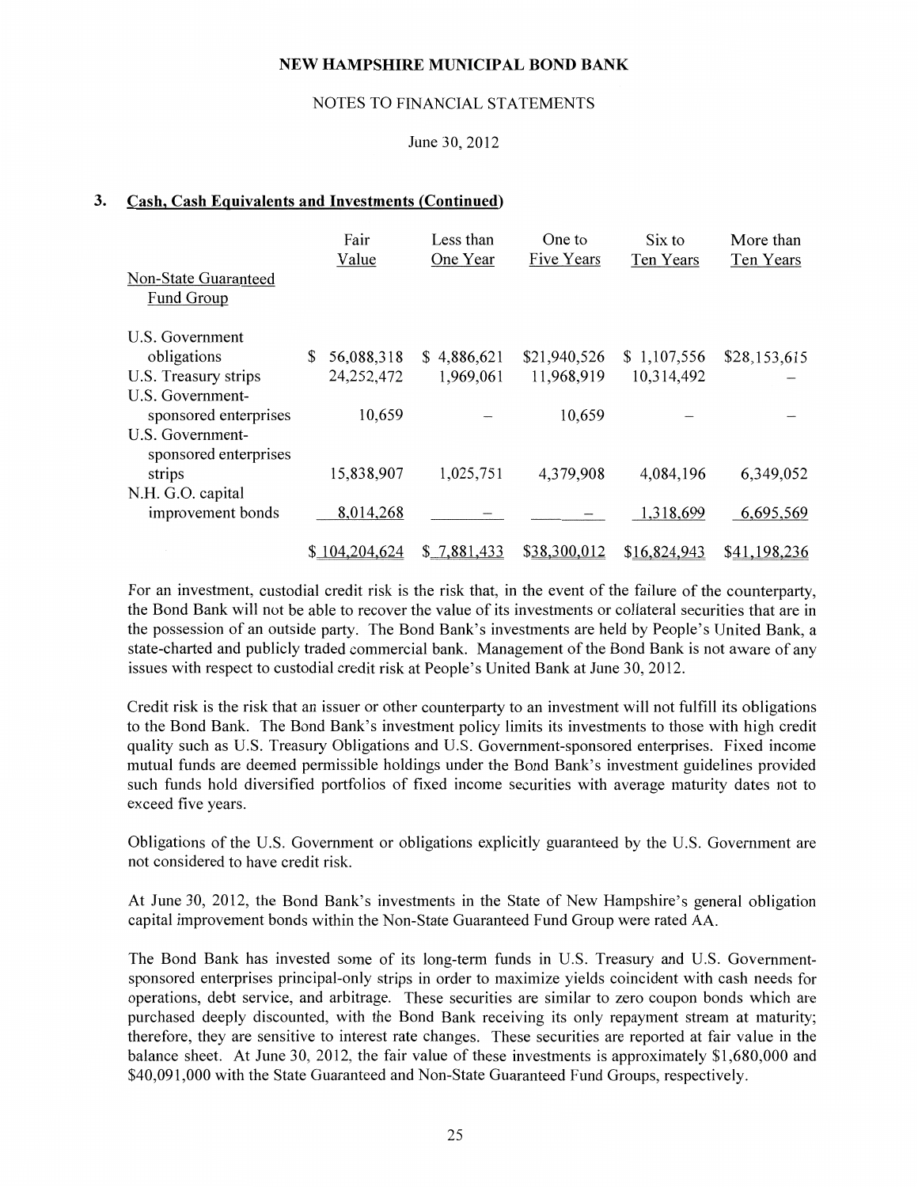NEW HAMPSHIRE MUNICIPAL BOND BANK

NOTES TO FINANCIAL STATEMENTS

June 30, 2012

## 3. Cash, Cash Equivalents and Investments (Continued)

| | Fair Value | Less than One Year | One to Five Years | Six to Ten Years | More than Ten Years |
|---|---|---|---|---|---|
| Non-State Guaranteed Fund Group | | | | | |
| U.S. Government obligations | $ 56,088,318 | $ 4,886,621 | $21,940,526 | $ 1,107,556 | $28,153,615 |
| U.S. Treasury strips | 24,252,472 | 1,969,061 | 11,968,919 | 10,314,492 | – |
| U.S. Government-sponsored enterprises | 10,659 | – | 10,659 | – | – |
| U.S. Government-sponsored enterprises strips | 15,838,907 | 1,025,751 | 4,379,908 | 4,084,196 | 6,349,052 |
| N.H. G.O. capital improvement bonds | 8,014,268 | – | – | 1,318,699 | 6,695,569 |
| | $ 104,204,624 | $ 7,881,433 | $38,300,012 | $16,824,943 | $41,198,236 |

For an investment, custodial credit risk is the risk that, in the event of the failure of the counterparty, the Bond Bank will not be able to recover the value of its investments or collateral securities that are in the possession of an outside party. The Bond Bank's investments are held by People's United Bank, a state-charted and publicly traded commercial bank. Management of the Bond Bank is not aware of any issues with respect to custodial credit risk at People's United Bank at June 30, 2012.

Credit risk is the risk that an issuer or other counterparty to an investment will not fulfill its obligations to the Bond Bank. The Bond Bank's investment policy limits its investments to those with high credit quality such as U.S. Treasury Obligations and U.S. Government-sponsored enterprises. Fixed income mutual funds are deemed permissible holdings under the Bond Bank's investment guidelines provided such funds hold diversified portfolios of fixed income securities with average maturity dates not to exceed five years.

Obligations of the U.S. Government or obligations explicitly guaranteed by the U.S. Government are not considered to have credit risk.

At June 30, 2012, the Bond Bank's investments in the State of New Hampshire's general obligation capital improvement bonds within the Non-State Guaranteed Fund Group were rated AA.

The Bond Bank has invested some of its long-term funds in U.S. Treasury and U.S. Government-sponsored enterprises principal-only strips in order to maximize yields coincident with cash needs for operations, debt service, and arbitrage. These securities are similar to zero coupon bonds which are purchased deeply discounted, with the Bond Bank receiving its only repayment stream at maturity; therefore, they are sensitive to interest rate changes. These securities are reported at fair value in the balance sheet. At June 30, 2012, the fair value of these investments is approximately $1,680,000 and $40,091,000 with the State Guaranteed and Non-State Guaranteed Fund Groups, respectively.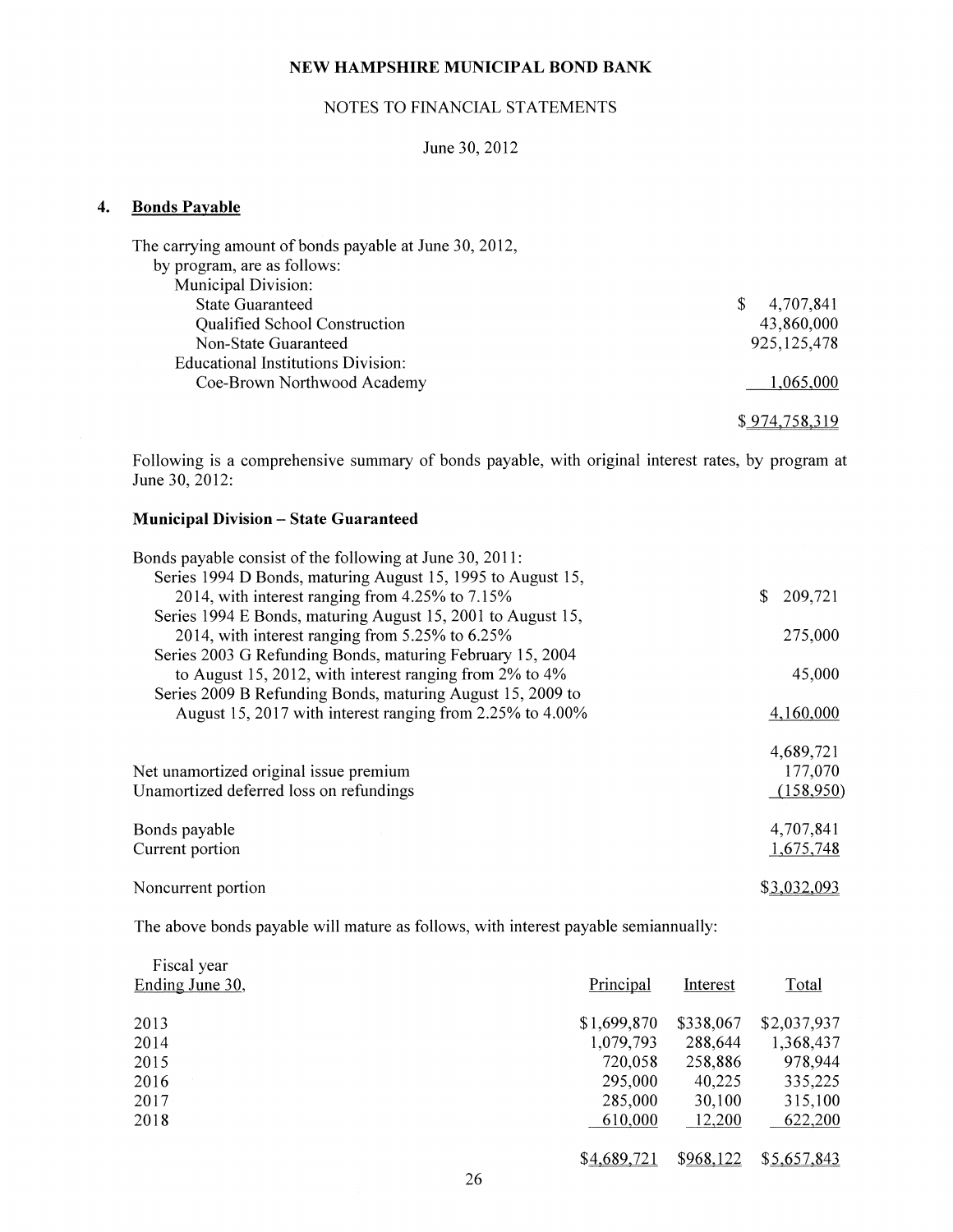**NEW HAMPSHIRE MUNICIPAL BOND BANK**

NOTES TO FINANCIAL STATEMENTS

June 30, 2012

## 4. Bonds Payable

The carrying amount of bonds payable at June 30, 2012, by program, are as follows:

| | |
|---|---|
| Municipal Division: | |
| State Guaranteed | $ 4,707,841 |
| Qualified School Construction | 43,860,000 |
| Non-State Guaranteed | 925,125,478 |
| Educational Institutions Division: | |
| Coe-Brown Northwood Academy | 1,065,000 |
| | $ 974,758,319 |

Following is a comprehensive summary of bonds payable, with original interest rates, by program at June 30, 2012:

### Municipal Division – State Guaranteed

| | |
|---|---|
| Bonds payable consist of the following at June 30, 2011: | |
| Series 1994 D Bonds, maturing August 15, 1995 to August 15, 2014, with interest ranging from 4.25% to 7.15% | $ 209,721 |
| Series 1994 E Bonds, maturing August 15, 2001 to August 15, 2014, with interest ranging from 5.25% to 6.25% | 275,000 |
| Series 2003 G Refunding Bonds, maturing February 15, 2004 to August 15, 2012, with interest ranging from 2% to 4% | 45,000 |
| Series 2009 B Refunding Bonds, maturing August 15, 2009 to August 15, 2017 with interest ranging from 2.25% to 4.00% | 4,160,000 |
| | 4,689,721 |
| Net unamortized original issue premium | 177,070 |
| Unamortized deferred loss on refundings | (158,950) |
| Bonds payable | 4,707,841 |
| Current portion | 1,675,748 |
| Noncurrent portion | $3,032,093 |

The above bonds payable will mature as follows, with interest payable semiannually:

| Fiscal year Ending June 30, | Principal | Interest | Total |
|---|---|---|---|
| 2013 | $1,699,870 | $338,067 | $2,037,937 |
| 2014 | 1,079,793 | 288,644 | 1,368,437 |
| 2015 | 720,058 | 258,886 | 978,944 |
| 2016 | 295,000 | 40,225 | 335,225 |
| 2017 | 285,000 | 30,100 | 315,100 |
| 2018 | 610,000 | 12,200 | 622,200 |
| | $4,689,721 | $968,122 | $5,657,843 |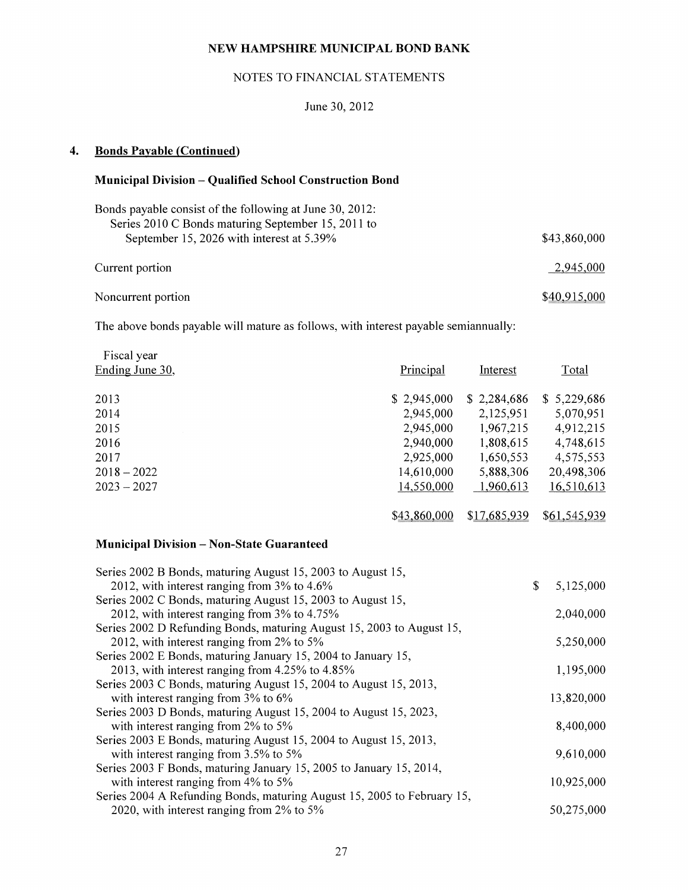**NEW HAMPSHIRE MUNICIPAL BOND BANK**

NOTES TO FINANCIAL STATEMENTS

June 30, 2012

## 4. Bonds Payable (Continued)

### Municipal Division – Qualified School Construction Bond

| | |
|---|---|
| Bonds payable consist of the following at June 30, 2012: Series 2010 C Bonds maturing September 15, 2011 to September 15, 2026 with interest at 5.39% | $43,860,000 |
| Current portion | 2,945,000 |
| Noncurrent portion | $40,915,000 |

The above bonds payable will mature as follows, with interest payable semiannually:

| Fiscal year Ending June 30, | Principal | Interest | Total |
|---|---|---|---|
| 2013 | $ 2,945,000 | $ 2,284,686 | $ 5,229,686 |
| 2014 | 2,945,000 | 2,125,951 | 5,070,951 |
| 2015 | 2,945,000 | 1,967,215 | 4,912,215 |
| 2016 | 2,940,000 | 1,808,615 | 4,748,615 |
| 2017 | 2,925,000 | 1,650,553 | 4,575,553 |
| 2018 – 2022 | 14,610,000 | 5,888,306 | 20,498,306 |
| 2023 – 2027 | 14,550,000 | 1,960,613 | 16,510,613 |
| | $43,860,000 | $17,685,939 | $61,545,939 |

### Municipal Division – Non-State Guaranteed

| | |
|---|---|
| Series 2002 B Bonds, maturing August 15, 2003 to August 15, 2012, with interest ranging from 3% to 4.6% | $ 5,125,000 |
| Series 2002 C Bonds, maturing August 15, 2003 to August 15, 2012, with interest ranging from 3% to 4.75% | 2,040,000 |
| Series 2002 D Refunding Bonds, maturing August 15, 2003 to August 15, 2012, with interest ranging from 2% to 5% | 5,250,000 |
| Series 2002 E Bonds, maturing January 15, 2004 to January 15, 2013, with interest ranging from 4.25% to 4.85% | 1,195,000 |
| Series 2003 C Bonds, maturing August 15, 2004 to August 15, 2013, with interest ranging from 3% to 6% | 13,820,000 |
| Series 2003 D Bonds, maturing August 15, 2004 to August 15, 2023, with interest ranging from 2% to 5% | 8,400,000 |
| Series 2003 E Bonds, maturing August 15, 2004 to August 15, 2013, with interest ranging from 3.5% to 5% | 9,610,000 |
| Series 2003 F Bonds, maturing January 15, 2005 to January 15, 2014, with interest ranging from 4% to 5% | 10,925,000 |
| Series 2004 A Refunding Bonds, maturing August 15, 2005 to February 15, 2020, with interest ranging from 2% to 5% | 50,275,000 |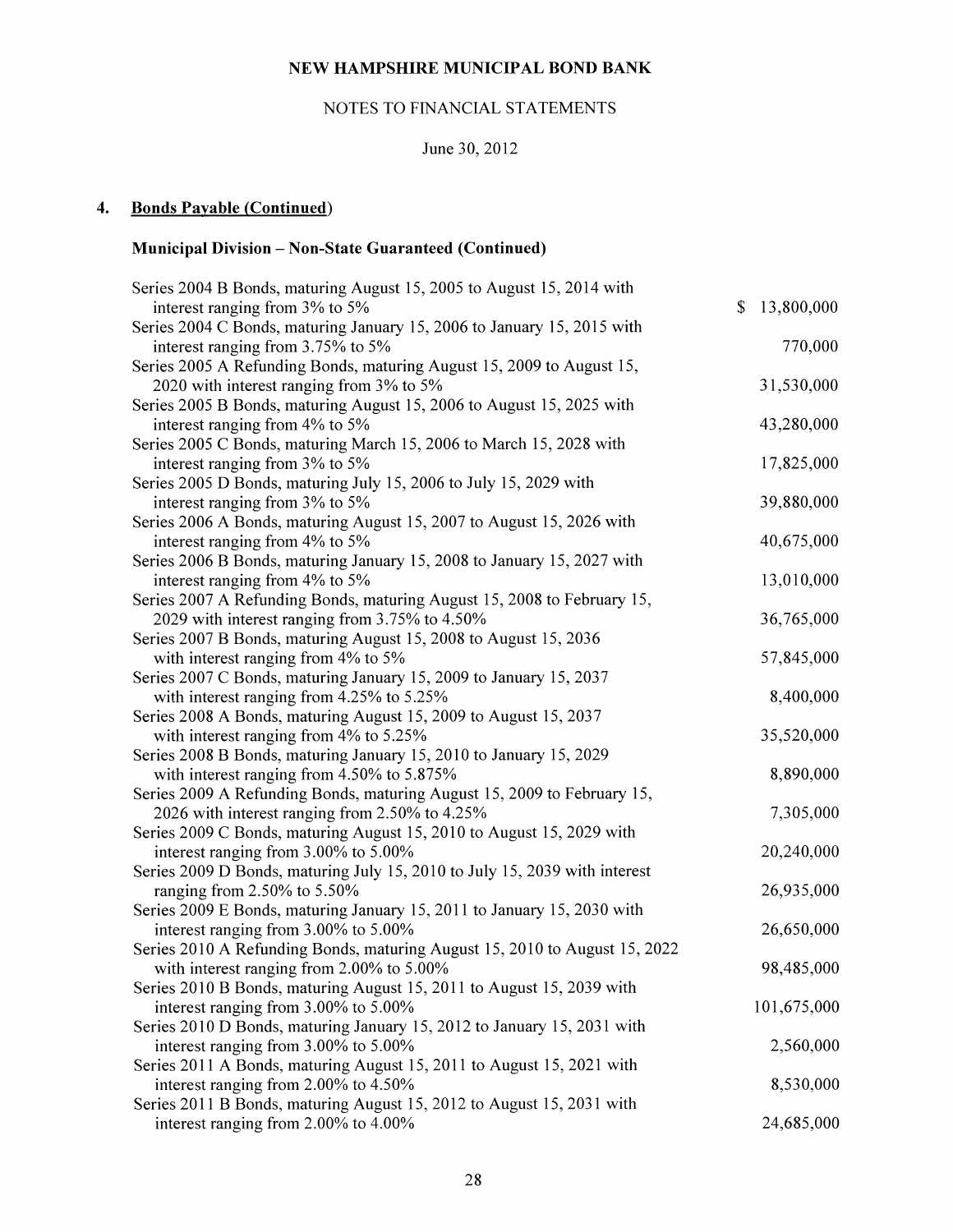NEW HAMPSHIRE MUNICIPAL BOND BANK

NOTES TO FINANCIAL STATEMENTS

June 30, 2012

## 4. Bonds Payable (Continued)

### Municipal Division – Non-State Guaranteed (Continued)

| Description | Amount |
|---|---|
| Series 2004 B Bonds, maturing August 15, 2005 to August 15, 2014 with interest ranging from 3% to 5% | $ 13,800,000 |
| Series 2004 C Bonds, maturing January 15, 2006 to January 15, 2015 with interest ranging from 3.75% to 5% | 770,000 |
| Series 2005 A Refunding Bonds, maturing August 15, 2009 to August 15, 2020 with interest ranging from 3% to 5% | 31,530,000 |
| Series 2005 B Bonds, maturing August 15, 2006 to August 15, 2025 with interest ranging from 4% to 5% | 43,280,000 |
| Series 2005 C Bonds, maturing March 15, 2006 to March 15, 2028 with interest ranging from 3% to 5% | 17,825,000 |
| Series 2005 D Bonds, maturing July 15, 2006 to July 15, 2029 with interest ranging from 3% to 5% | 39,880,000 |
| Series 2006 A Bonds, maturing August 15, 2007 to August 15, 2026 with interest ranging from 4% to 5% | 40,675,000 |
| Series 2006 B Bonds, maturing January 15, 2008 to January 15, 2027 with interest ranging from 4% to 5% | 13,010,000 |
| Series 2007 A Refunding Bonds, maturing August 15, 2008 to February 15, 2029 with interest ranging from 3.75% to 4.50% | 36,765,000 |
| Series 2007 B Bonds, maturing August 15, 2008 to August 15, 2036 with interest ranging from 4% to 5% | 57,845,000 |
| Series 2007 C Bonds, maturing January 15, 2009 to January 15, 2037 with interest ranging from 4.25% to 5.25% | 8,400,000 |
| Series 2008 A Bonds, maturing August 15, 2009 to August 15, 2037 with interest ranging from 4% to 5.25% | 35,520,000 |
| Series 2008 B Bonds, maturing January 15, 2010 to January 15, 2029 with interest ranging from 4.50% to 5.875% | 8,890,000 |
| Series 2009 A Refunding Bonds, maturing August 15, 2009 to February 15, 2026 with interest ranging from 2.50% to 4.25% | 7,305,000 |
| Series 2009 C Bonds, maturing August 15, 2010 to August 15, 2029 with interest ranging from 3.00% to 5.00% | 20,240,000 |
| Series 2009 D Bonds, maturing July 15, 2010 to July 15, 2039 with interest ranging from 2.50% to 5.50% | 26,935,000 |
| Series 2009 E Bonds, maturing January 15, 2011 to January 15, 2030 with interest ranging from 3.00% to 5.00% | 26,650,000 |
| Series 2010 A Refunding Bonds, maturing August 15, 2010 to August 15, 2022 with interest ranging from 2.00% to 5.00% | 98,485,000 |
| Series 2010 B Bonds, maturing August 15, 2011 to August 15, 2039 with interest ranging from 3.00% to 5.00% | 101,675,000 |
| Series 2010 D Bonds, maturing January 15, 2012 to January 15, 2031 with interest ranging from 3.00% to 5.00% | 2,560,000 |
| Series 2011 A Bonds, maturing August 15, 2011 to August 15, 2021 with interest ranging from 2.00% to 4.50% | 8,530,000 |
| Series 2011 B Bonds, maturing August 15, 2012 to August 15, 2031 with interest ranging from 2.00% to 4.00% | 24,685,000 |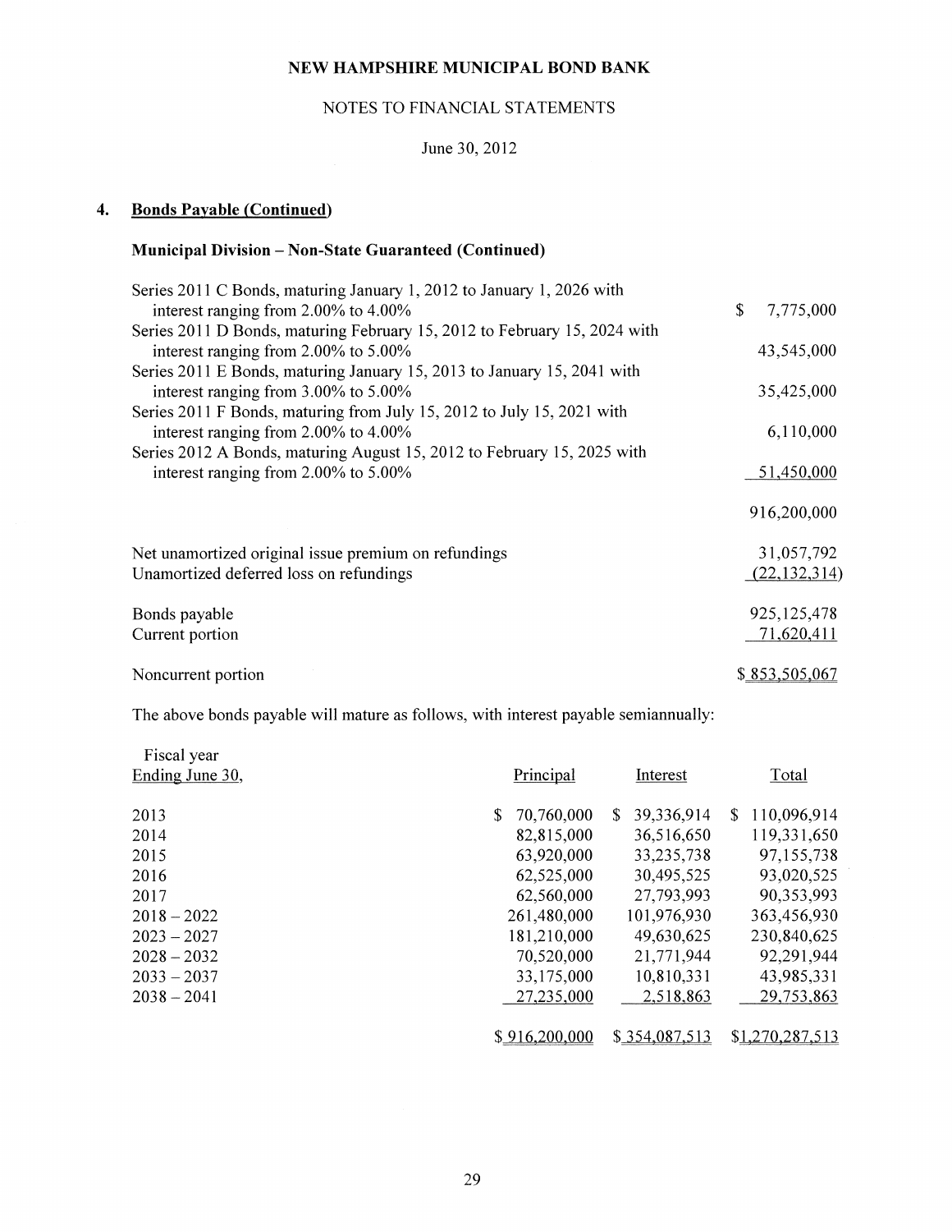NEW HAMPSHIRE MUNICIPAL BOND BANK

NOTES TO FINANCIAL STATEMENTS

June 30, 2012

## 4. Bonds Payable (Continued)

### Municipal Division – Non-State Guaranteed (Continued)

| | |
|---|---|
| Series 2011 C Bonds, maturing January 1, 2012 to January 1, 2026 with interest ranging from 2.00% to 4.00% | $ 7,775,000 |
| Series 2011 D Bonds, maturing February 15, 2012 to February 15, 2024 with interest ranging from 2.00% to 5.00% | 43,545,000 |
| Series 2011 E Bonds, maturing January 15, 2013 to January 15, 2041 with interest ranging from 3.00% to 5.00% | 35,425,000 |
| Series 2011 F Bonds, maturing from July 15, 2012 to July 15, 2021 with interest ranging from 2.00% to 4.00% | 6,110,000 |
| Series 2012 A Bonds, maturing August 15, 2012 to February 15, 2025 with interest ranging from 2.00% to 5.00% | 51,450,000 |
| | 916,200,000 |
| Net unamortized original issue premium on refundings | 31,057,792 |
| Unamortized deferred loss on refundings | (22,132,314) |
| Bonds payable | 925,125,478 |
| Current portion | 71,620,411 |
| Noncurrent portion | $ 853,505,067 |

The above bonds payable will mature as follows, with interest payable semiannually:

| Fiscal year Ending June 30, | Principal | Interest | Total |
|---|---|---|---|
| 2013 | $ 70,760,000 | $ 39,336,914 | $ 110,096,914 |
| 2014 | 82,815,000 | 36,516,650 | 119,331,650 |
| 2015 | 63,920,000 | 33,235,738 | 97,155,738 |
| 2016 | 62,525,000 | 30,495,525 | 93,020,525 |
| 2017 | 62,560,000 | 27,793,993 | 90,353,993 |
| 2018 – 2022 | 261,480,000 | 101,976,930 | 363,456,930 |
| 2023 – 2027 | 181,210,000 | 49,630,625 | 230,840,625 |
| 2028 – 2032 | 70,520,000 | 21,771,944 | 92,291,944 |
| 2033 – 2037 | 33,175,000 | 10,810,331 | 43,985,331 |
| 2038 – 2041 | 27,235,000 | 2,518,863 | 29,753,863 |
| | $ 916,200,000 | $ 354,087,513 | $ 1,270,287,513 |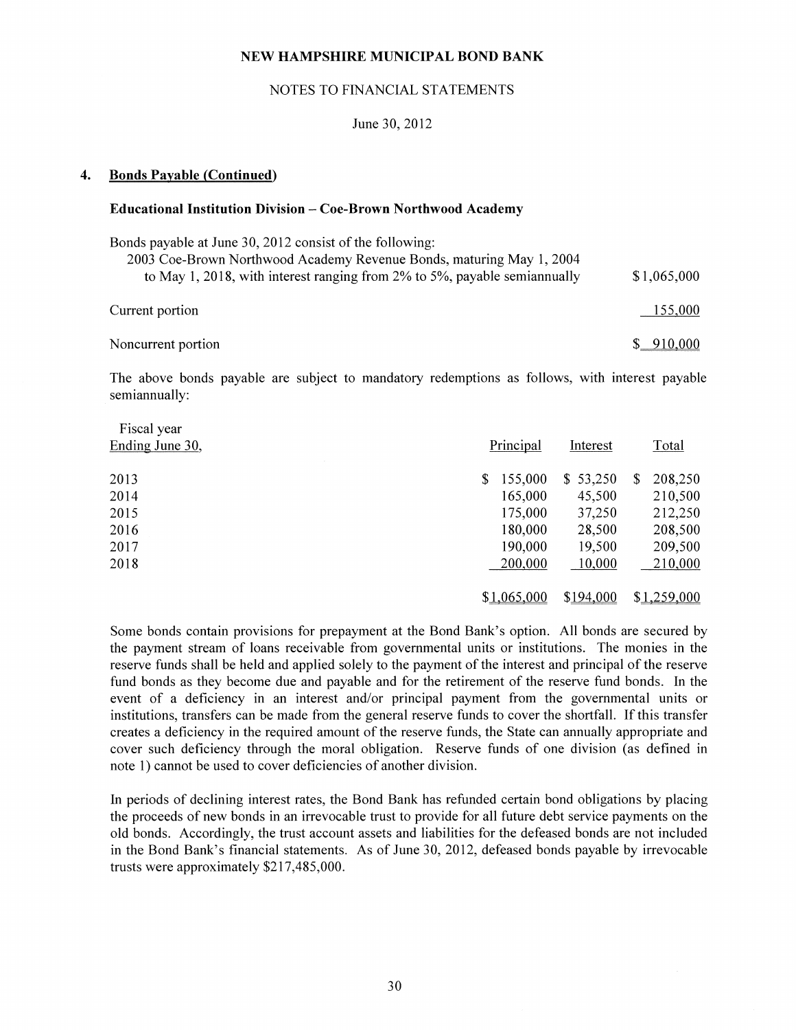NEW HAMPSHIRE MUNICIPAL BOND BANK

NOTES TO FINANCIAL STATEMENTS

June 30, 2012

## 4. Bonds Payable (Continued)

### Educational Institution Division – Coe-Brown Northwood Academy

| Bonds payable at June 30, 2012 consist of the following: | |
|---|---|
| 2003 Coe-Brown Northwood Academy Revenue Bonds, maturing May 1, 2004 to May 1, 2018, with interest ranging from 2% to 5%, payable semiannually | $1,065,000 |
| Current portion | 155,000 |
| Noncurrent portion | $ 910,000 |

The above bonds payable are subject to mandatory redemptions as follows, with interest payable semiannually:

| Fiscal year Ending June 30, | Principal | Interest | Total |
|---|---|---|---|
| 2013 | $ 155,000 | $ 53,250 | $ 208,250 |
| 2014 | 165,000 | 45,500 | 210,500 |
| 2015 | 175,000 | 37,250 | 212,250 |
| 2016 | 180,000 | 28,500 | 208,500 |
| 2017 | 190,000 | 19,500 | 209,500 |
| 2018 | 200,000 | 10,000 | 210,000 |
| | $1,065,000 | $194,000 | $1,259,000 |

Some bonds contain provisions for prepayment at the Bond Bank's option. All bonds are secured by the payment stream of loans receivable from governmental units or institutions. The monies in the reserve funds shall be held and applied solely to the payment of the interest and principal of the reserve fund bonds as they become due and payable and for the retirement of the reserve fund bonds. In the event of a deficiency in an interest and/or principal payment from the governmental units or institutions, transfers can be made from the general reserve funds to cover the shortfall. If this transfer creates a deficiency in the required amount of the reserve funds, the State can annually appropriate and cover such deficiency through the moral obligation. Reserve funds of one division (as defined in note 1) cannot be used to cover deficiencies of another division.

In periods of declining interest rates, the Bond Bank has refunded certain bond obligations by placing the proceeds of new bonds in an irrevocable trust to provide for all future debt service payments on the old bonds. Accordingly, the trust account assets and liabilities for the defeased bonds are not included in the Bond Bank's financial statements. As of June 30, 2012, defeased bonds payable by irrevocable trusts were approximately $217,485,000.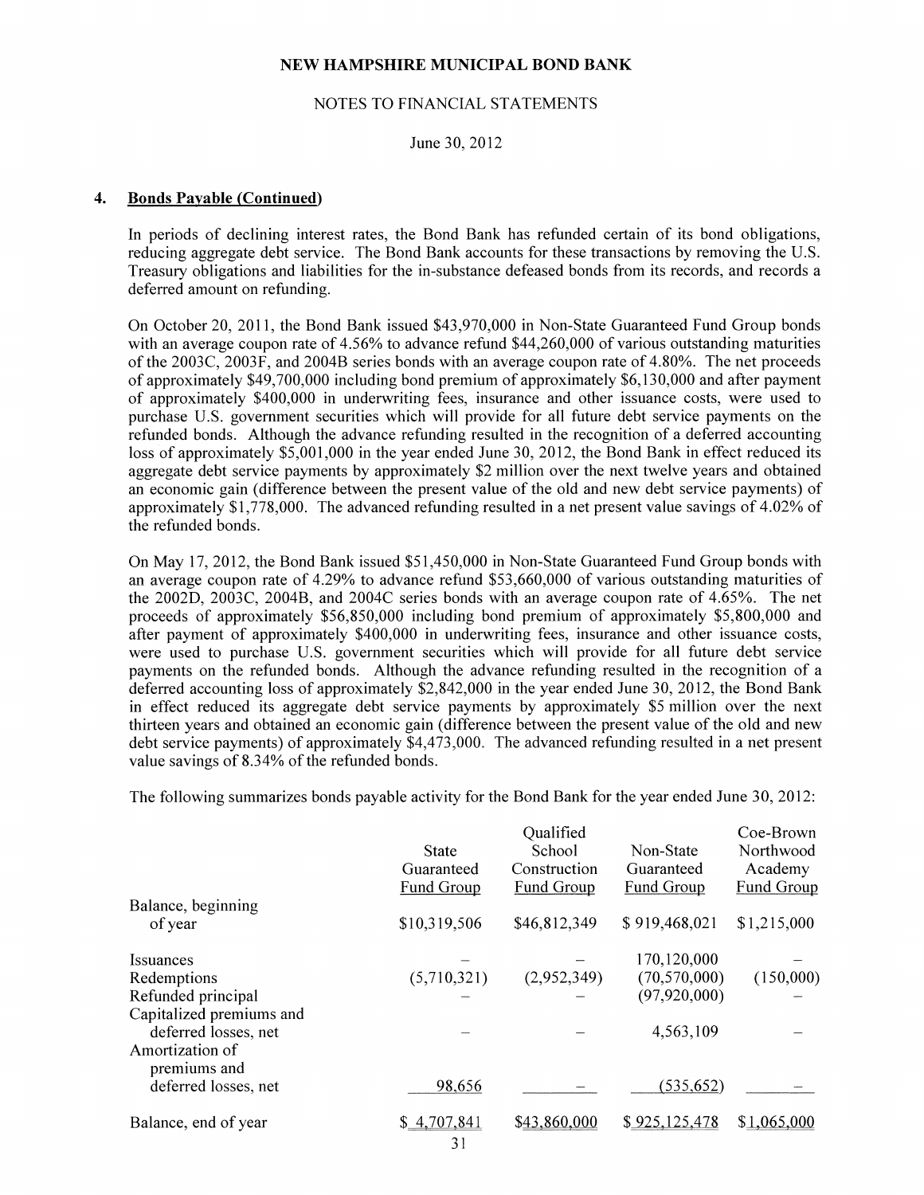NEW HAMPSHIRE MUNICIPAL BOND BANK

NOTES TO FINANCIAL STATEMENTS

June 30, 2012

## 4. Bonds Payable (Continued)

In periods of declining interest rates, the Bond Bank has refunded certain of its bond obligations, reducing aggregate debt service. The Bond Bank accounts for these transactions by removing the U.S. Treasury obligations and liabilities for the in-substance defeased bonds from its records, and records a deferred amount on refunding.

On October 20, 2011, the Bond Bank issued $43,970,000 in Non-State Guaranteed Fund Group bonds with an average coupon rate of 4.56% to advance refund $44,260,000 of various outstanding maturities of the 2003C, 2003F, and 2004B series bonds with an average coupon rate of 4.80%. The net proceeds of approximately $49,700,000 including bond premium of approximately $6,130,000 and after payment of approximately $400,000 in underwriting fees, insurance and other issuance costs, were used to purchase U.S. government securities which will provide for all future debt service payments on the refunded bonds. Although the advance refunding resulted in the recognition of a deferred accounting loss of approximately $5,001,000 in the year ended June 30, 2012, the Bond Bank in effect reduced its aggregate debt service payments by approximately $2 million over the next twelve years and obtained an economic gain (difference between the present value of the old and new debt service payments) of approximately $1,778,000. The advanced refunding resulted in a net present value savings of 4.02% of the refunded bonds.

On May 17, 2012, the Bond Bank issued $51,450,000 in Non-State Guaranteed Fund Group bonds with an average coupon rate of 4.29% to advance refund $53,660,000 of various outstanding maturities of the 2002D, 2003C, 2004B, and 2004C series bonds with an average coupon rate of 4.65%. The net proceeds of approximately $56,850,000 including bond premium of approximately $5,800,000 and after payment of approximately $400,000 in underwriting fees, insurance and other issuance costs, were used to purchase U.S. government securities which will provide for all future debt service payments on the refunded bonds. Although the advance refunding resulted in the recognition of a deferred accounting loss of approximately $2,842,000 in the year ended June 30, 2012, the Bond Bank in effect reduced its aggregate debt service payments by approximately $5 million over the next thirteen years and obtained an economic gain (difference between the present value of the old and new debt service payments) of approximately $4,473,000. The advanced refunding resulted in a net present value savings of 8.34% of the refunded bonds.

The following summarizes bonds payable activity for the Bond Bank for the year ended June 30, 2012:

| | State Guaranteed Fund Group | Qualified School Construction Fund Group | Non-State Guaranteed Fund Group | Coe-Brown Northwood Academy Fund Group |
|---|---|---|---|---|
| Balance, beginning of year | $10,319,506 | $46,812,349 | $ 919,468,021 | $1,215,000 |
| Issuances | – | – | 170,120,000 | – |
| Redemptions | (5,710,321) | (2,952,349) | (70,570,000) | (150,000) |
| Refunded principal | – | – | (97,920,000) | – |
| Capitalized premiums and deferred losses, net | – | – | 4,563,109 | – |
| Amortization of premiums and deferred losses, net | 98,656 | – | (535,652) | – |
| Balance, end of year | $ 4,707,841 | $43,860,000 | $ 925,125,478 | $1,065,000 |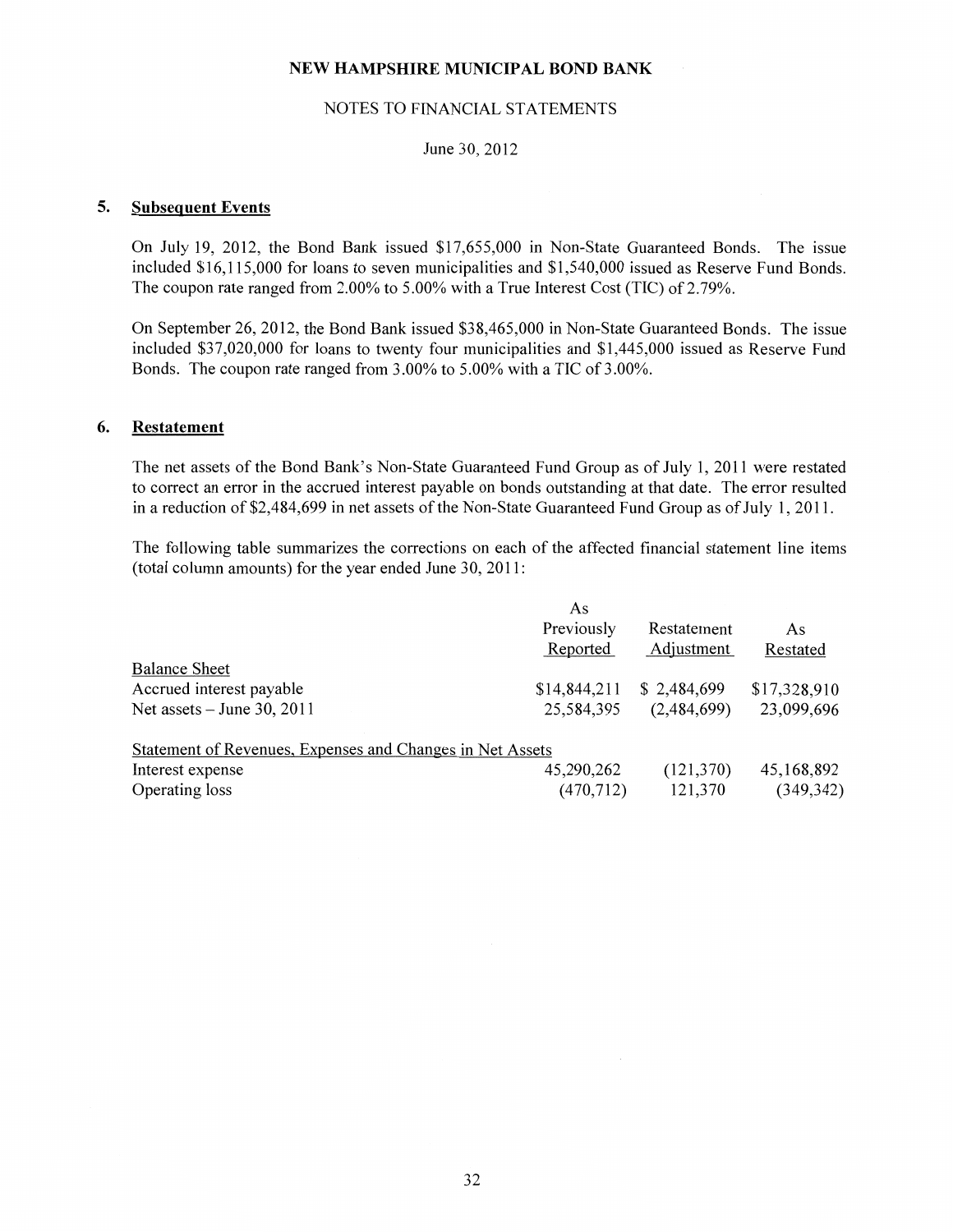NEW HAMPSHIRE MUNICIPAL BOND BANK

NOTES TO FINANCIAL STATEMENTS

June 30, 2012

## 5. Subsequent Events

On July 19, 2012, the Bond Bank issued $17,655,000 in Non-State Guaranteed Bonds. The issue included $16,115,000 for loans to seven municipalities and $1,540,000 issued as Reserve Fund Bonds. The coupon rate ranged from 2.00% to 5.00% with a True Interest Cost (TIC) of 2.79%.

On September 26, 2012, the Bond Bank issued $38,465,000 in Non-State Guaranteed Bonds. The issue included $37,020,000 for loans to twenty four municipalities and $1,445,000 issued as Reserve Fund Bonds. The coupon rate ranged from 3.00% to 5.00% with a TIC of 3.00%.

## 6. Restatement

The net assets of the Bond Bank's Non-State Guaranteed Fund Group as of July 1, 2011 were restated to correct an error in the accrued interest payable on bonds outstanding at that date. The error resulted in a reduction of $2,484,699 in net assets of the Non-State Guaranteed Fund Group as of July 1, 2011.

The following table summarizes the corrections on each of the affected financial statement line items (total column amounts) for the year ended June 30, 2011:

| | As Previously Reported | Restatement Adjustment | As Restated |
|---|---|---|---|
| Balance Sheet | | | |
| Accrued interest payable | $14,844,211 | $ 2,484,699 | $17,328,910 |
| Net assets – June 30, 2011 | 25,584,395 | (2,484,699) | 23,099,696 |
| Statement of Revenues, Expenses and Changes in Net Assets | | | |
| Interest expense | 45,290,262 | (121,370) | 45,168,892 |
| Operating loss | (470,712) | 121,370 | (349,342) |